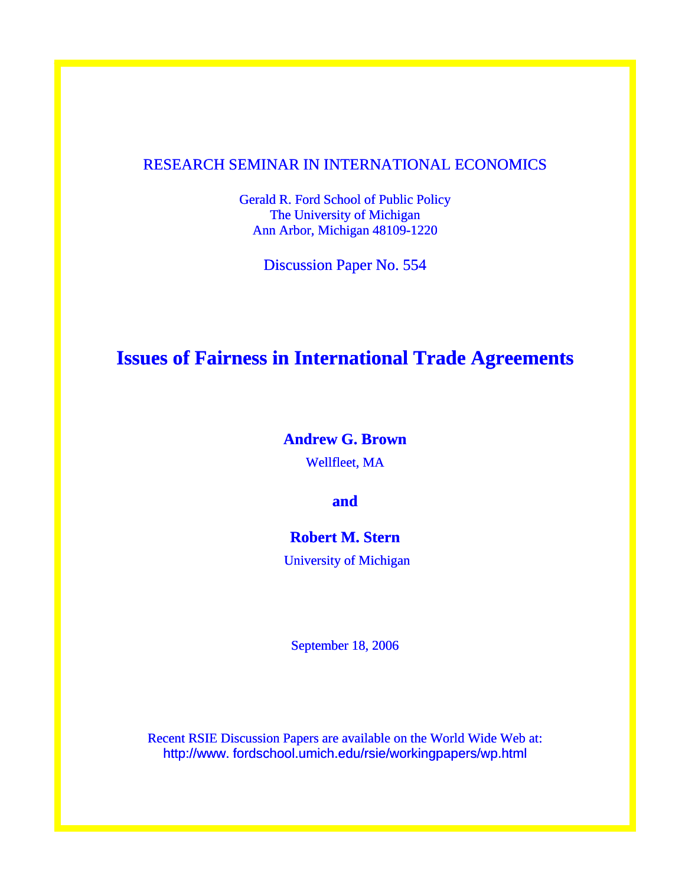RESEARCH SEMINAR IN INTERNATIONAL ECONOMICS

Gerald R. Ford School of Public Policy
The University of Michigan
Ann Arbor, Michigan 48109-1220

Discussion Paper No. 554

# Issues of Fairness in International Trade Agreements

**Andrew G. Brown**

Wellfleet, MA

**and**

**Robert M. Stern**

University of Michigan

September 18, 2006

Recent RSIE Discussion Papers are available on the World Wide Web at:
http://www. fordschool.umich.edu/rsie/workingpapers/wp.html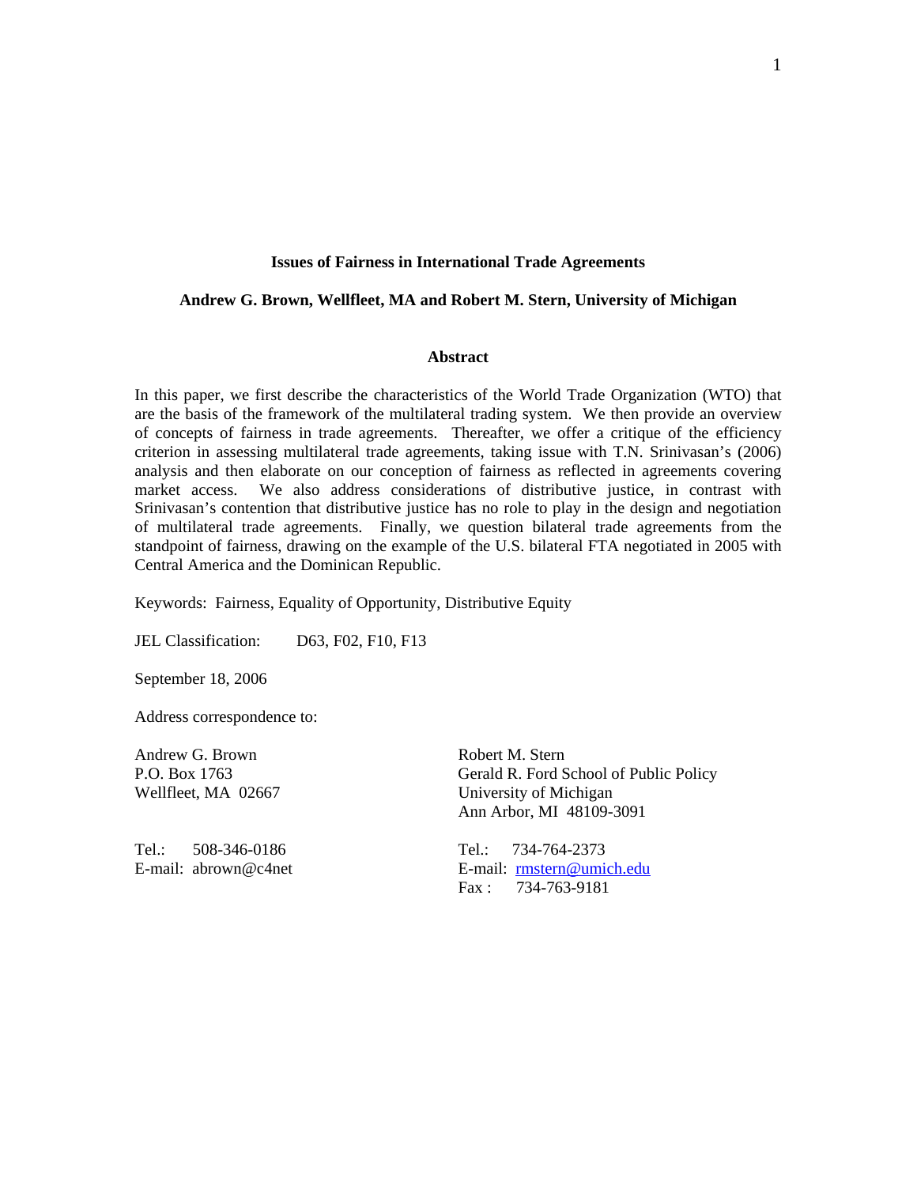**Issues of Fairness in International Trade Agreements**

**Andrew G. Brown, Wellfleet, MA and Robert M. Stern, University of Michigan**

**Abstract**

In this paper, we first describe the characteristics of the World Trade Organization (WTO) that are the basis of the framework of the multilateral trading system. We then provide an overview of concepts of fairness in trade agreements. Thereafter, we offer a critique of the efficiency criterion in assessing multilateral trade agreements, taking issue with T.N. Srinivasan's (2006) analysis and then elaborate on our conception of fairness as reflected in agreements covering market access. We also address considerations of distributive justice, in contrast with Srinivasan's contention that distributive justice has no role to play in the design and negotiation of multilateral trade agreements. Finally, we question bilateral trade agreements from the standpoint of fairness, drawing on the example of the U.S. bilateral FTA negotiated in 2005 with Central America and the Dominican Republic.

Keywords: Fairness, Equality of Opportunity, Distributive Equity

JEL Classification: D63, F02, F10, F13

September 18, 2006

Address correspondence to:

Andrew G. Brown
P.O. Box 1763
Wellfleet, MA 02667

Tel.: 508-346-0186
E-mail: abrown@c4net

Robert M. Stern
Gerald R. Ford School of Public Policy
University of Michigan
Ann Arbor, MI 48109-3091

Tel.: 734-764-2373
E-mail: rmstern@umich.edu
Fax : 734-763-9181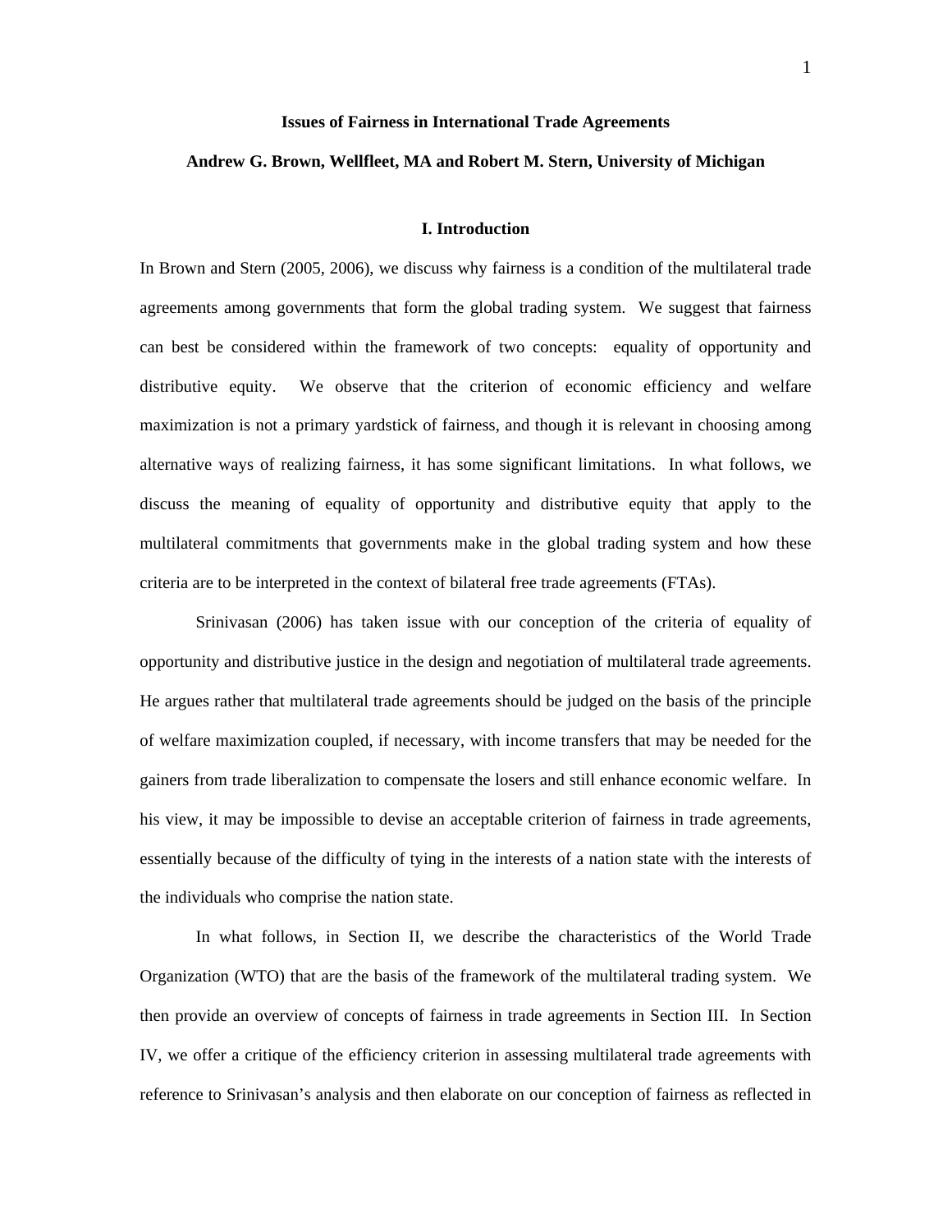# Issues of Fairness in International Trade Agreements

**Andrew G. Brown, Wellfleet, MA and Robert M. Stern, University of Michigan**

## I. Introduction

In Brown and Stern (2005, 2006), we discuss why fairness is a condition of the multilateral trade agreements among governments that form the global trading system. We suggest that fairness can best be considered within the framework of two concepts: equality of opportunity and distributive equity. We observe that the criterion of economic efficiency and welfare maximization is not a primary yardstick of fairness, and though it is relevant in choosing among alternative ways of realizing fairness, it has some significant limitations. In what follows, we discuss the meaning of equality of opportunity and distributive equity that apply to the multilateral commitments that governments make in the global trading system and how these criteria are to be interpreted in the context of bilateral free trade agreements (FTAs).

Srinivasan (2006) has taken issue with our conception of the criteria of equality of opportunity and distributive justice in the design and negotiation of multilateral trade agreements. He argues rather that multilateral trade agreements should be judged on the basis of the principle of welfare maximization coupled, if necessary, with income transfers that may be needed for the gainers from trade liberalization to compensate the losers and still enhance economic welfare. In his view, it may be impossible to devise an acceptable criterion of fairness in trade agreements, essentially because of the difficulty of tying in the interests of a nation state with the interests of the individuals who comprise the nation state.

In what follows, in Section II, we describe the characteristics of the World Trade Organization (WTO) that are the basis of the framework of the multilateral trading system. We then provide an overview of concepts of fairness in trade agreements in Section III. In Section IV, we offer a critique of the efficiency criterion in assessing multilateral trade agreements with reference to Srinivasan's analysis and then elaborate on our conception of fairness as reflected in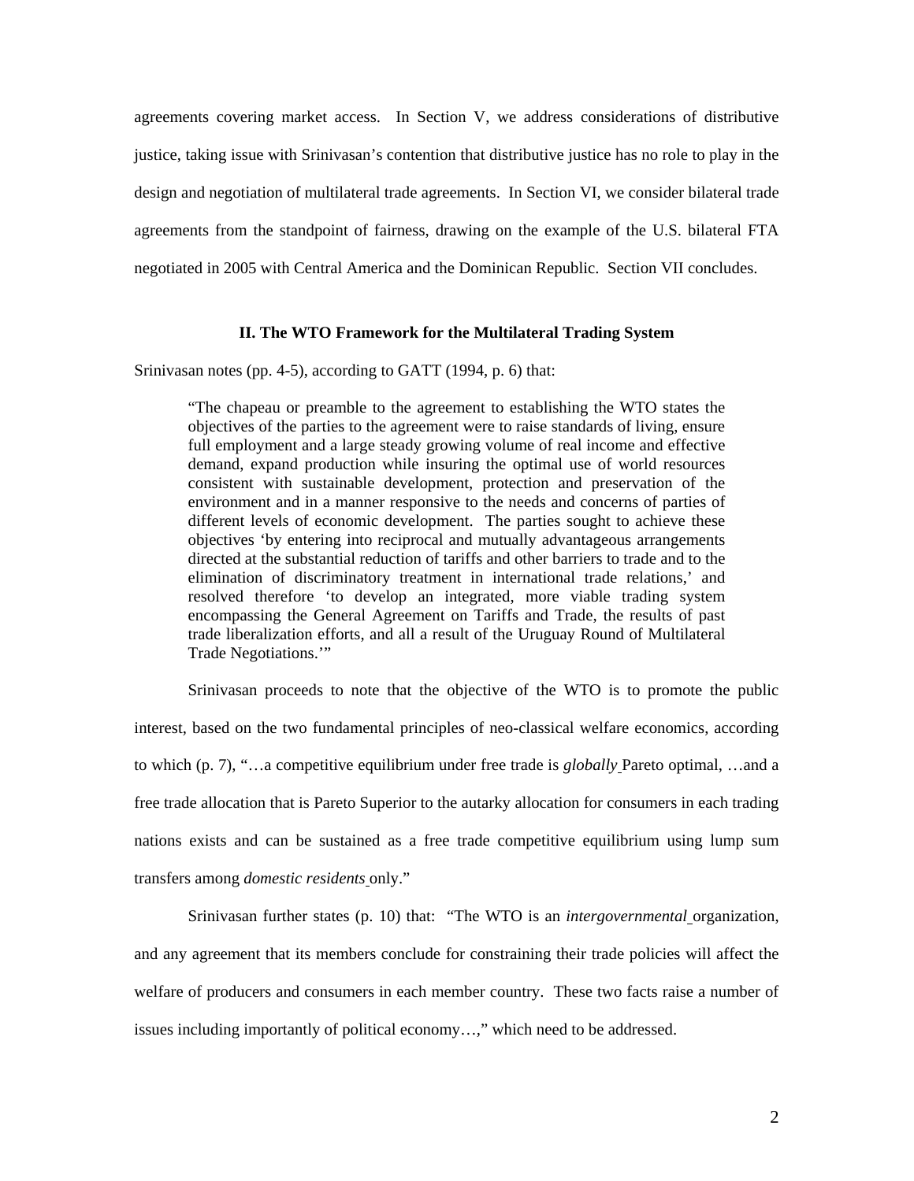agreements covering market access. In Section V, we address considerations of distributive justice, taking issue with Srinivasan's contention that distributive justice has no role to play in the design and negotiation of multilateral trade agreements. In Section VI, we consider bilateral trade agreements from the standpoint of fairness, drawing on the example of the U.S. bilateral FTA negotiated in 2005 with Central America and the Dominican Republic. Section VII concludes.

## II. The WTO Framework for the Multilateral Trading System

Srinivasan notes (pp. 4-5), according to GATT (1994, p. 6) that:

> "The chapeau or preamble to the agreement to establishing the WTO states the objectives of the parties to the agreement were to raise standards of living, ensure full employment and a large steady growing volume of real income and effective demand, expand production while insuring the optimal use of world resources consistent with sustainable development, protection and preservation of the environment and in a manner responsive to the needs and concerns of parties of different levels of economic development. The parties sought to achieve these objectives 'by entering into reciprocal and mutually advantageous arrangements directed at the substantial reduction of tariffs and other barriers to trade and to the elimination of discriminatory treatment in international trade relations,' and resolved therefore 'to develop an integrated, more viable trading system encompassing the General Agreement on Tariffs and Trade, the results of past trade liberalization efforts, and all a result of the Uruguay Round of Multilateral Trade Negotiations.'"

Srinivasan proceeds to note that the objective of the WTO is to promote the public interest, based on the two fundamental principles of neo-classical welfare economics, according to which (p. 7), "…a competitive equilibrium under free trade is *globally* Pareto optimal, …and a free trade allocation that is Pareto Superior to the autarky allocation for consumers in each trading nations exists and can be sustained as a free trade competitive equilibrium using lump sum transfers among *domestic residents* only."

Srinivasan further states (p. 10) that: "The WTO is an *intergovernmental* organization, and any agreement that its members conclude for constraining their trade policies will affect the welfare of producers and consumers in each member country. These two facts raise a number of issues including importantly of political economy…," which need to be addressed.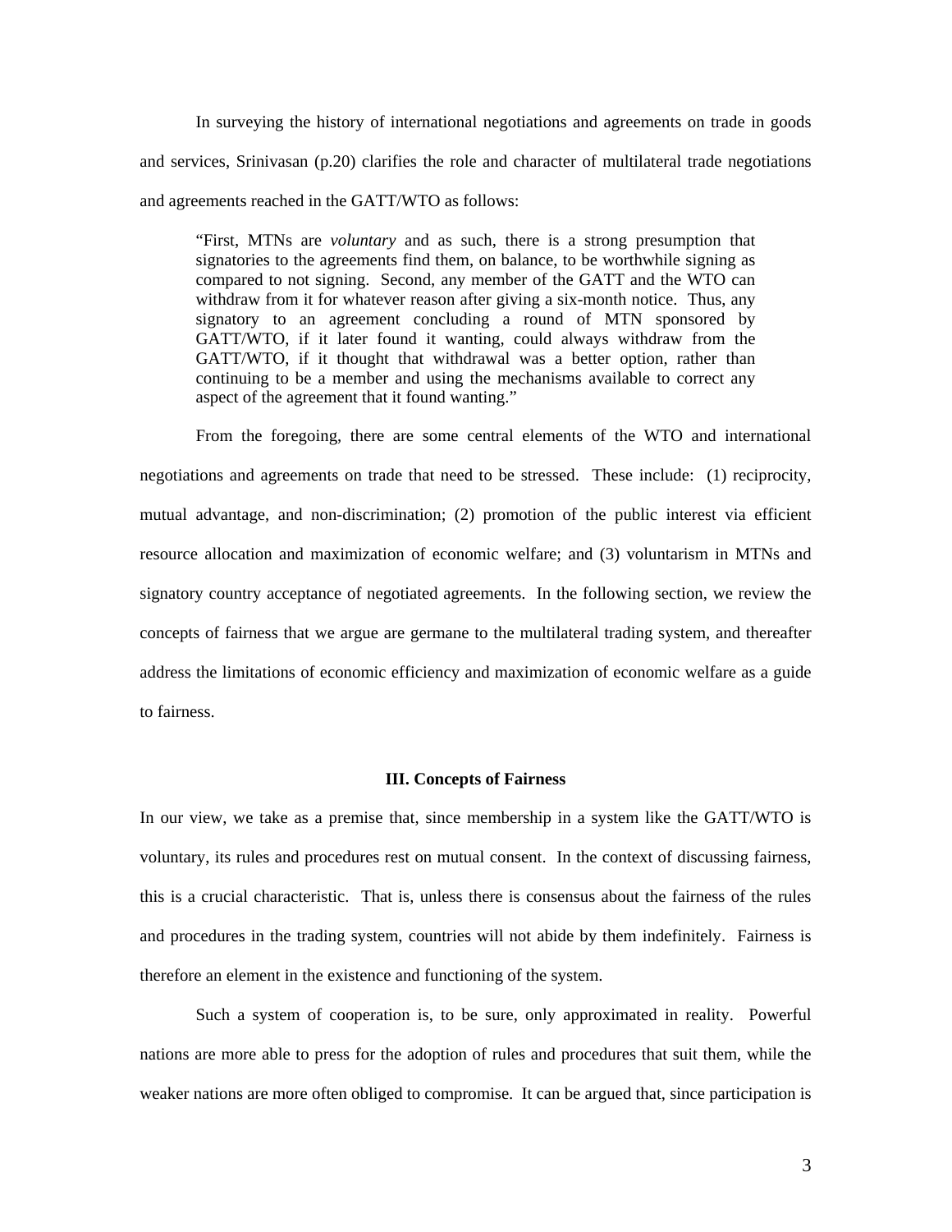In surveying the history of international negotiations and agreements on trade in goods and services, Srinivasan (p.20) clarifies the role and character of multilateral trade negotiations and agreements reached in the GATT/WTO as follows:

> "First, MTNs are *voluntary* and as such, there is a strong presumption that signatories to the agreements find them, on balance, to be worthwhile signing as compared to not signing. Second, any member of the GATT and the WTO can withdraw from it for whatever reason after giving a six-month notice. Thus, any signatory to an agreement concluding a round of MTN sponsored by GATT/WTO, if it later found it wanting, could always withdraw from the GATT/WTO, if it thought that withdrawal was a better option, rather than continuing to be a member and using the mechanisms available to correct any aspect of the agreement that it found wanting."

From the foregoing, there are some central elements of the WTO and international negotiations and agreements on trade that need to be stressed. These include: (1) reciprocity, mutual advantage, and non-discrimination; (2) promotion of the public interest via efficient resource allocation and maximization of economic welfare; and (3) voluntarism in MTNs and signatory country acceptance of negotiated agreements. In the following section, we review the concepts of fairness that we argue are germane to the multilateral trading system, and thereafter address the limitations of economic efficiency and maximization of economic welfare as a guide to fairness.

## III. Concepts of Fairness

In our view, we take as a premise that, since membership in a system like the GATT/WTO is voluntary, its rules and procedures rest on mutual consent. In the context of discussing fairness, this is a crucial characteristic. That is, unless there is consensus about the fairness of the rules and procedures in the trading system, countries will not abide by them indefinitely. Fairness is therefore an element in the existence and functioning of the system.

Such a system of cooperation is, to be sure, only approximated in reality. Powerful nations are more able to press for the adoption of rules and procedures that suit them, while the weaker nations are more often obliged to compromise. It can be argued that, since participation is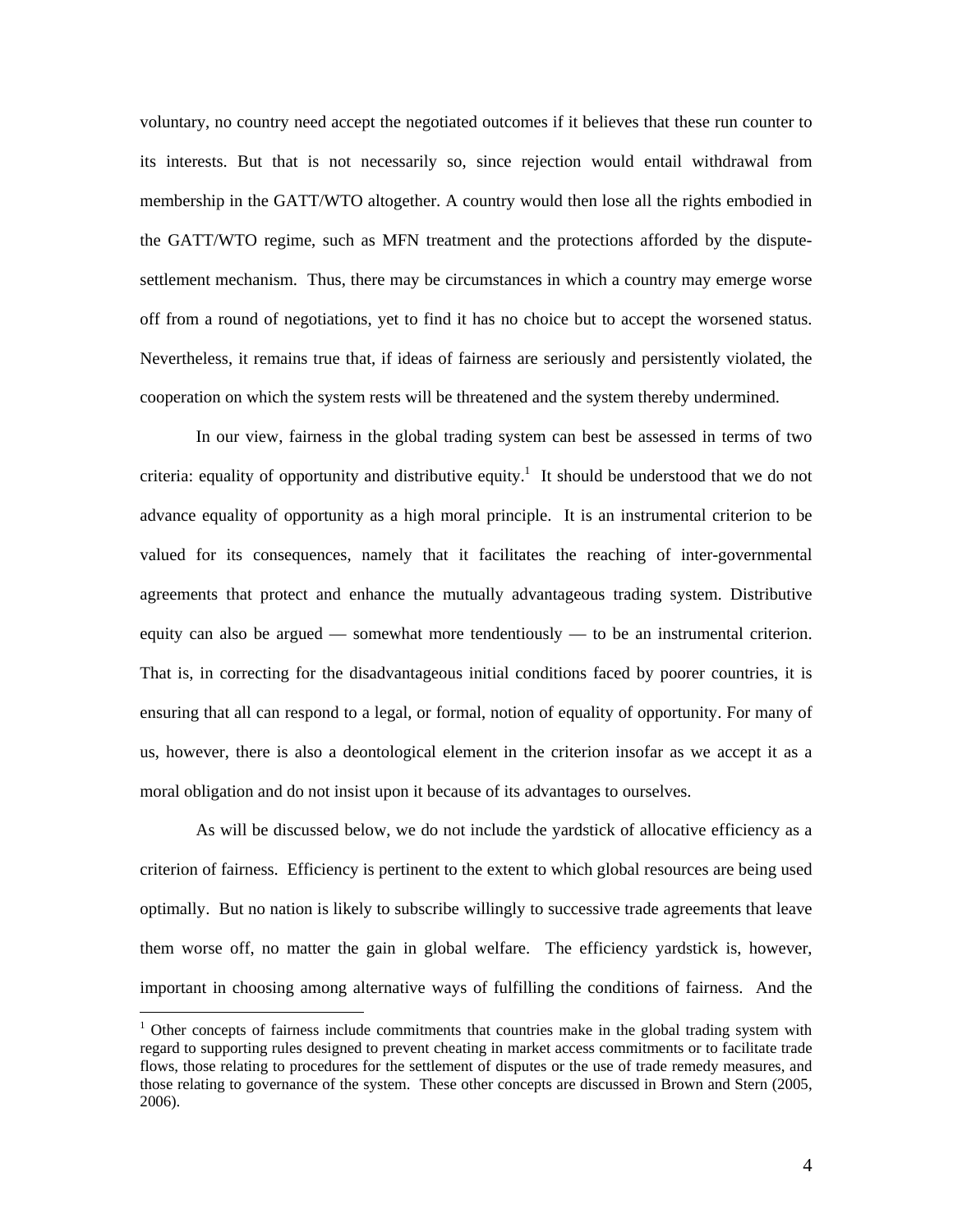voluntary, no country need accept the negotiated outcomes if it believes that these run counter to its interests. But that is not necessarily so, since rejection would entail withdrawal from membership in the GATT/WTO altogether. A country would then lose all the rights embodied in the GATT/WTO regime, such as MFN treatment and the protections afforded by the dispute-settlement mechanism. Thus, there may be circumstances in which a country may emerge worse off from a round of negotiations, yet to find it has no choice but to accept the worsened status. Nevertheless, it remains true that, if ideas of fairness are seriously and persistently violated, the cooperation on which the system rests will be threatened and the system thereby undermined.

In our view, fairness in the global trading system can best be assessed in terms of two criteria: equality of opportunity and distributive equity.[1] It should be understood that we do not advance equality of opportunity as a high moral principle. It is an instrumental criterion to be valued for its consequences, namely that it facilitates the reaching of inter-governmental agreements that protect and enhance the mutually advantageous trading system. Distributive equity can also be argued — somewhat more tendentiously — to be an instrumental criterion. That is, in correcting for the disadvantageous initial conditions faced by poorer countries, it is ensuring that all can respond to a legal, or formal, notion of equality of opportunity. For many of us, however, there is also a deontological element in the criterion insofar as we accept it as a moral obligation and do not insist upon it because of its advantages to ourselves.

As will be discussed below, we do not include the yardstick of allocative efficiency as a criterion of fairness. Efficiency is pertinent to the extent to which global resources are being used optimally. But no nation is likely to subscribe willingly to successive trade agreements that leave them worse off, no matter the gain in global welfare. The efficiency yardstick is, however, important in choosing among alternative ways of fulfilling the conditions of fairness. And the

[1] Other concepts of fairness include commitments that countries make in the global trading system with regard to supporting rules designed to prevent cheating in market access commitments or to facilitate trade flows, those relating to procedures for the settlement of disputes or the use of trade remedy measures, and those relating to governance of the system. These other concepts are discussed in Brown and Stern (2005, 2006).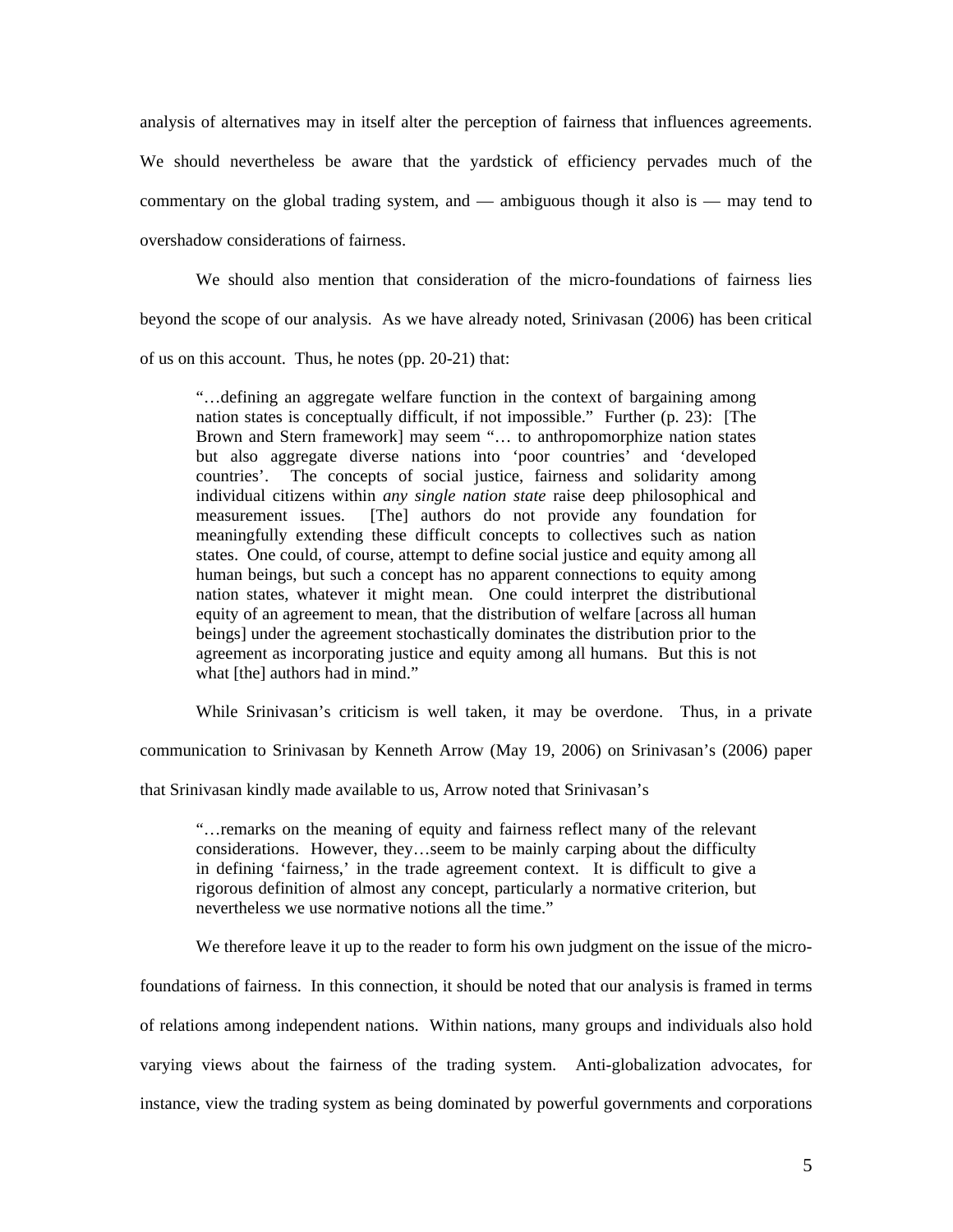analysis of alternatives may in itself alter the perception of fairness that influences agreements. We should nevertheless be aware that the yardstick of efficiency pervades much of the commentary on the global trading system, and — ambiguous though it also is — may tend to overshadow considerations of fairness.

We should also mention that consideration of the micro-foundations of fairness lies beyond the scope of our analysis. As we have already noted, Srinivasan (2006) has been critical of us on this account. Thus, he notes (pp. 20-21) that:

> "…defining an aggregate welfare function in the context of bargaining among nation states is conceptually difficult, if not impossible." Further (p. 23): [The Brown and Stern framework] may seem "… to anthropomorphize nation states but also aggregate diverse nations into 'poor countries' and 'developed countries'. The concepts of social justice, fairness and solidarity among individual citizens within *any single nation state* raise deep philosophical and measurement issues. [The] authors do not provide any foundation for meaningfully extending these difficult concepts to collectives such as nation states. One could, of course, attempt to define social justice and equity among all human beings, but such a concept has no apparent connections to equity among nation states, whatever it might mean. One could interpret the distributional equity of an agreement to mean, that the distribution of welfare [across all human beings] under the agreement stochastically dominates the distribution prior to the agreement as incorporating justice and equity among all humans. But this is not what [the] authors had in mind."

While Srinivasan's criticism is well taken, it may be overdone. Thus, in a private communication to Srinivasan by Kenneth Arrow (May 19, 2006) on Srinivasan's (2006) paper that Srinivasan kindly made available to us, Arrow noted that Srinivasan's

> "…remarks on the meaning of equity and fairness reflect many of the relevant considerations. However, they…seem to be mainly carping about the difficulty in defining 'fairness,' in the trade agreement context. It is difficult to give a rigorous definition of almost any concept, particularly a normative criterion, but nevertheless we use normative notions all the time."

We therefore leave it up to the reader to form his own judgment on the issue of the micro-foundations of fairness. In this connection, it should be noted that our analysis is framed in terms of relations among independent nations. Within nations, many groups and individuals also hold varying views about the fairness of the trading system. Anti-globalization advocates, for instance, view the trading system as being dominated by powerful governments and corporations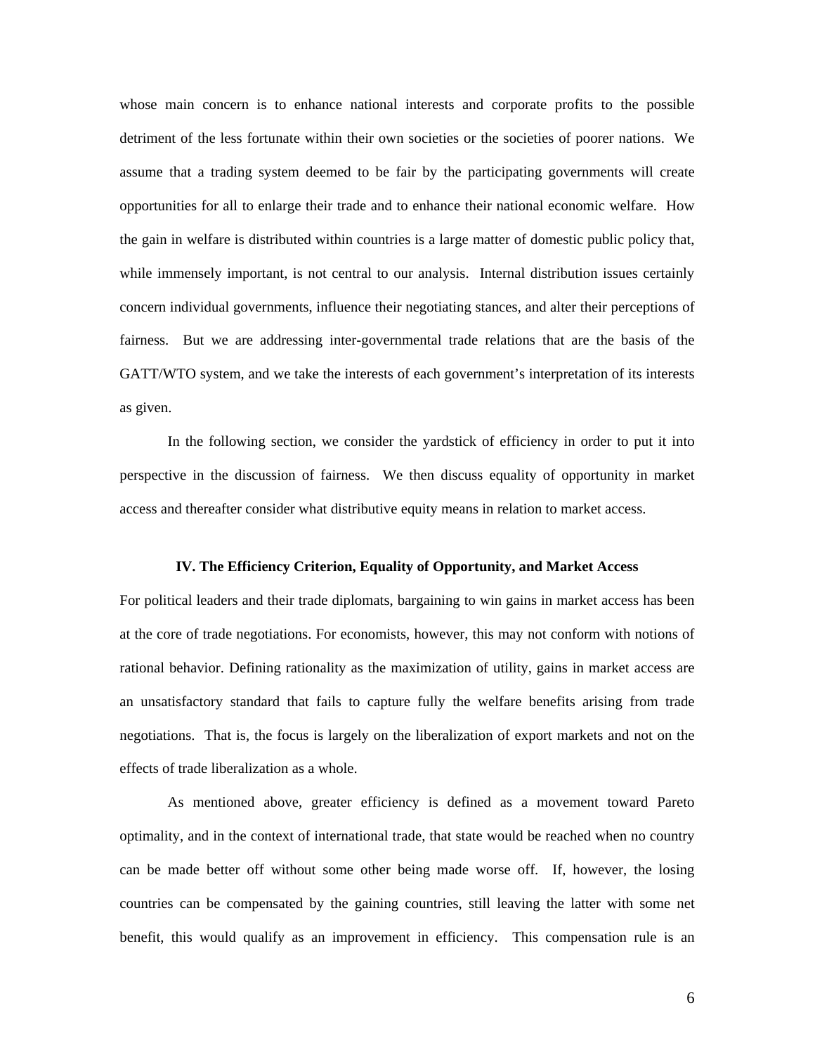whose main concern is to enhance national interests and corporate profits to the possible detriment of the less fortunate within their own societies or the societies of poorer nations. We assume that a trading system deemed to be fair by the participating governments will create opportunities for all to enlarge their trade and to enhance their national economic welfare. How the gain in welfare is distributed within countries is a large matter of domestic public policy that, while immensely important, is not central to our analysis. Internal distribution issues certainly concern individual governments, influence their negotiating stances, and alter their perceptions of fairness. But we are addressing inter-governmental trade relations that are the basis of the GATT/WTO system, and we take the interests of each government's interpretation of its interests as given.

In the following section, we consider the yardstick of efficiency in order to put it into perspective in the discussion of fairness. We then discuss equality of opportunity in market access and thereafter consider what distributive equity means in relation to market access.

## IV. The Efficiency Criterion, Equality of Opportunity, and Market Access

For political leaders and their trade diplomats, bargaining to win gains in market access has been at the core of trade negotiations. For economists, however, this may not conform with notions of rational behavior. Defining rationality as the maximization of utility, gains in market access are an unsatisfactory standard that fails to capture fully the welfare benefits arising from trade negotiations. That is, the focus is largely on the liberalization of export markets and not on the effects of trade liberalization as a whole.

As mentioned above, greater efficiency is defined as a movement toward Pareto optimality, and in the context of international trade, that state would be reached when no country can be made better off without some other being made worse off. If, however, the losing countries can be compensated by the gaining countries, still leaving the latter with some net benefit, this would qualify as an improvement in efficiency. This compensation rule is an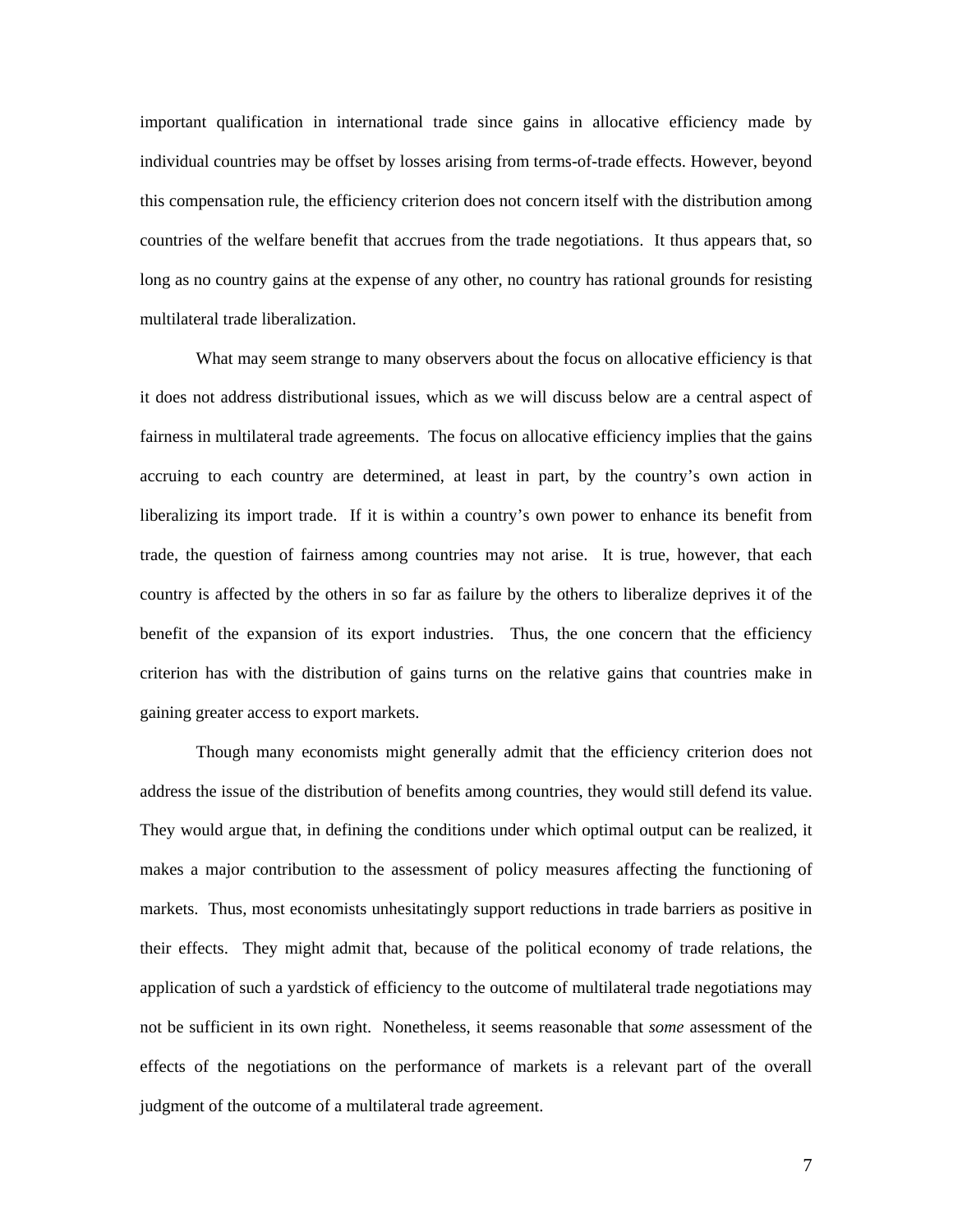important qualification in international trade since gains in allocative efficiency made by individual countries may be offset by losses arising from terms-of-trade effects. However, beyond this compensation rule, the efficiency criterion does not concern itself with the distribution among countries of the welfare benefit that accrues from the trade negotiations. It thus appears that, so long as no country gains at the expense of any other, no country has rational grounds for resisting multilateral trade liberalization.

What may seem strange to many observers about the focus on allocative efficiency is that it does not address distributional issues, which as we will discuss below are a central aspect of fairness in multilateral trade agreements. The focus on allocative efficiency implies that the gains accruing to each country are determined, at least in part, by the country's own action in liberalizing its import trade. If it is within a country's own power to enhance its benefit from trade, the question of fairness among countries may not arise. It is true, however, that each country is affected by the others in so far as failure by the others to liberalize deprives it of the benefit of the expansion of its export industries. Thus, the one concern that the efficiency criterion has with the distribution of gains turns on the relative gains that countries make in gaining greater access to export markets.

Though many economists might generally admit that the efficiency criterion does not address the issue of the distribution of benefits among countries, they would still defend its value. They would argue that, in defining the conditions under which optimal output can be realized, it makes a major contribution to the assessment of policy measures affecting the functioning of markets. Thus, most economists unhesitatingly support reductions in trade barriers as positive in their effects. They might admit that, because of the political economy of trade relations, the application of such a yardstick of efficiency to the outcome of multilateral trade negotiations may not be sufficient in its own right. Nonetheless, it seems reasonable that *some* assessment of the effects of the negotiations on the performance of markets is a relevant part of the overall judgment of the outcome of a multilateral trade agreement.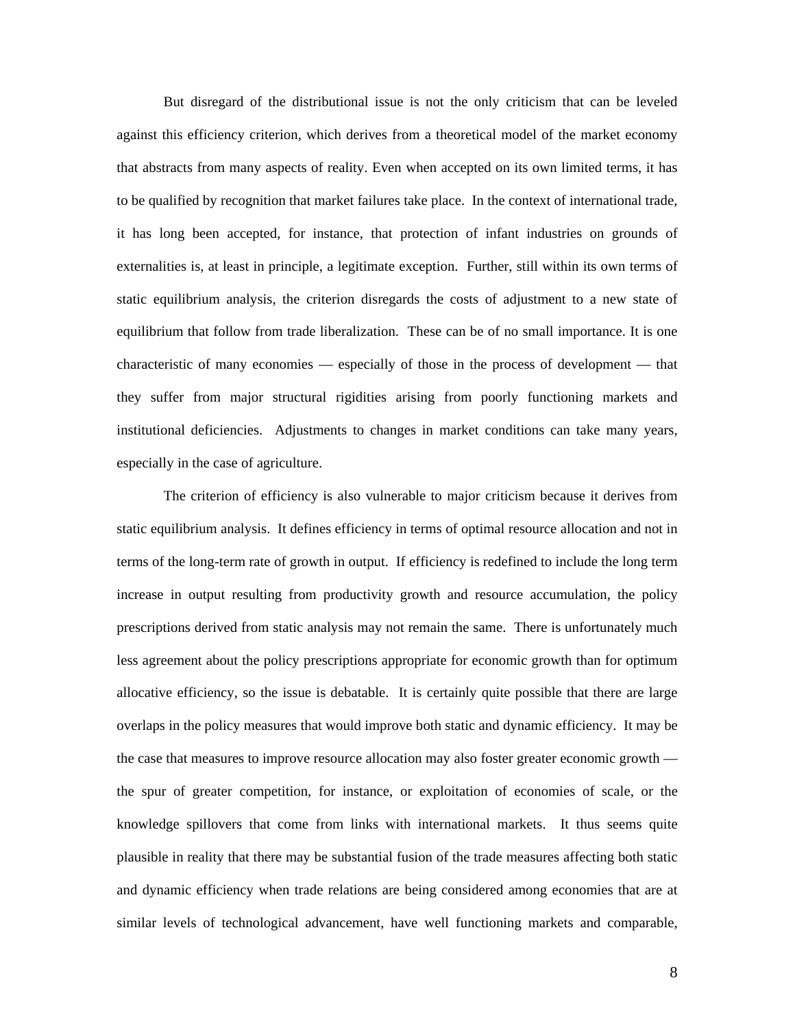But disregard of the distributional issue is not the only criticism that can be leveled against this efficiency criterion, which derives from a theoretical model of the market economy that abstracts from many aspects of reality. Even when accepted on its own limited terms, it has to be qualified by recognition that market failures take place. In the context of international trade, it has long been accepted, for instance, that protection of infant industries on grounds of externalities is, at least in principle, a legitimate exception. Further, still within its own terms of static equilibrium analysis, the criterion disregards the costs of adjustment to a new state of equilibrium that follow from trade liberalization. These can be of no small importance. It is one characteristic of many economies — especially of those in the process of development — that they suffer from major structural rigidities arising from poorly functioning markets and institutional deficiencies. Adjustments to changes in market conditions can take many years, especially in the case of agriculture.

The criterion of efficiency is also vulnerable to major criticism because it derives from static equilibrium analysis. It defines efficiency in terms of optimal resource allocation and not in terms of the long-term rate of growth in output. If efficiency is redefined to include the long term increase in output resulting from productivity growth and resource accumulation, the policy prescriptions derived from static analysis may not remain the same. There is unfortunately much less agreement about the policy prescriptions appropriate for economic growth than for optimum allocative efficiency, so the issue is debatable. It is certainly quite possible that there are large overlaps in the policy measures that would improve both static and dynamic efficiency. It may be the case that measures to improve resource allocation may also foster greater economic growth — the spur of greater competition, for instance, or exploitation of economies of scale, or the knowledge spillovers that come from links with international markets. It thus seems quite plausible in reality that there may be substantial fusion of the trade measures affecting both static and dynamic efficiency when trade relations are being considered among economies that are at similar levels of technological advancement, have well functioning markets and comparable,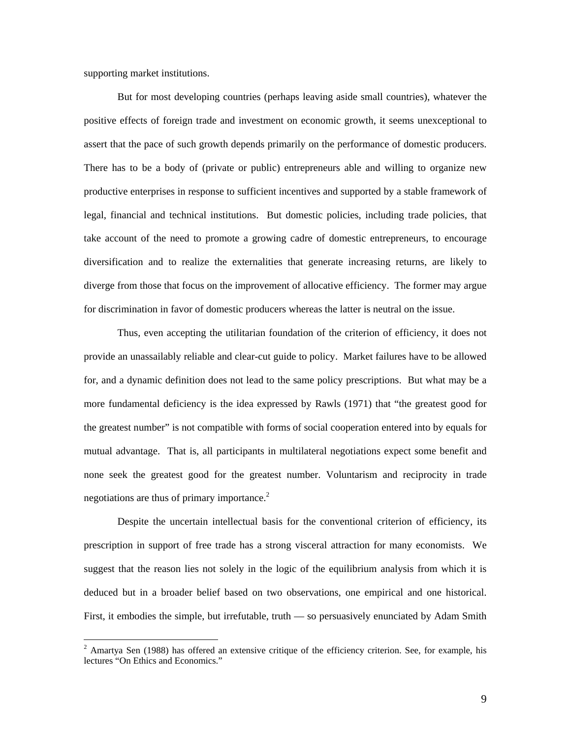supporting market institutions.

But for most developing countries (perhaps leaving aside small countries), whatever the positive effects of foreign trade and investment on economic growth, it seems unexceptional to assert that the pace of such growth depends primarily on the performance of domestic producers. There has to be a body of (private or public) entrepreneurs able and willing to organize new productive enterprises in response to sufficient incentives and supported by a stable framework of legal, financial and technical institutions. But domestic policies, including trade policies, that take account of the need to promote a growing cadre of domestic entrepreneurs, to encourage diversification and to realize the externalities that generate increasing returns, are likely to diverge from those that focus on the improvement of allocative efficiency. The former may argue for discrimination in favor of domestic producers whereas the latter is neutral on the issue.

Thus, even accepting the utilitarian foundation of the criterion of efficiency, it does not provide an unassailably reliable and clear-cut guide to policy. Market failures have to be allowed for, and a dynamic definition does not lead to the same policy prescriptions. But what may be a more fundamental deficiency is the idea expressed by Rawls (1971) that "the greatest good for the greatest number" is not compatible with forms of social cooperation entered into by equals for mutual advantage. That is, all participants in multilateral negotiations expect some benefit and none seek the greatest good for the greatest number. Voluntarism and reciprocity in trade negotiations are thus of primary importance.[2]

Despite the uncertain intellectual basis for the conventional criterion of efficiency, its prescription in support of free trade has a strong visceral attraction for many economists. We suggest that the reason lies not solely in the logic of the equilibrium analysis from which it is deduced but in a broader belief based on two observations, one empirical and one historical. First, it embodies the simple, but irrefutable, truth — so persuasively enunciated by Adam Smith

[2] Amartya Sen (1988) has offered an extensive critique of the efficiency criterion. See, for example, his lectures "On Ethics and Economics."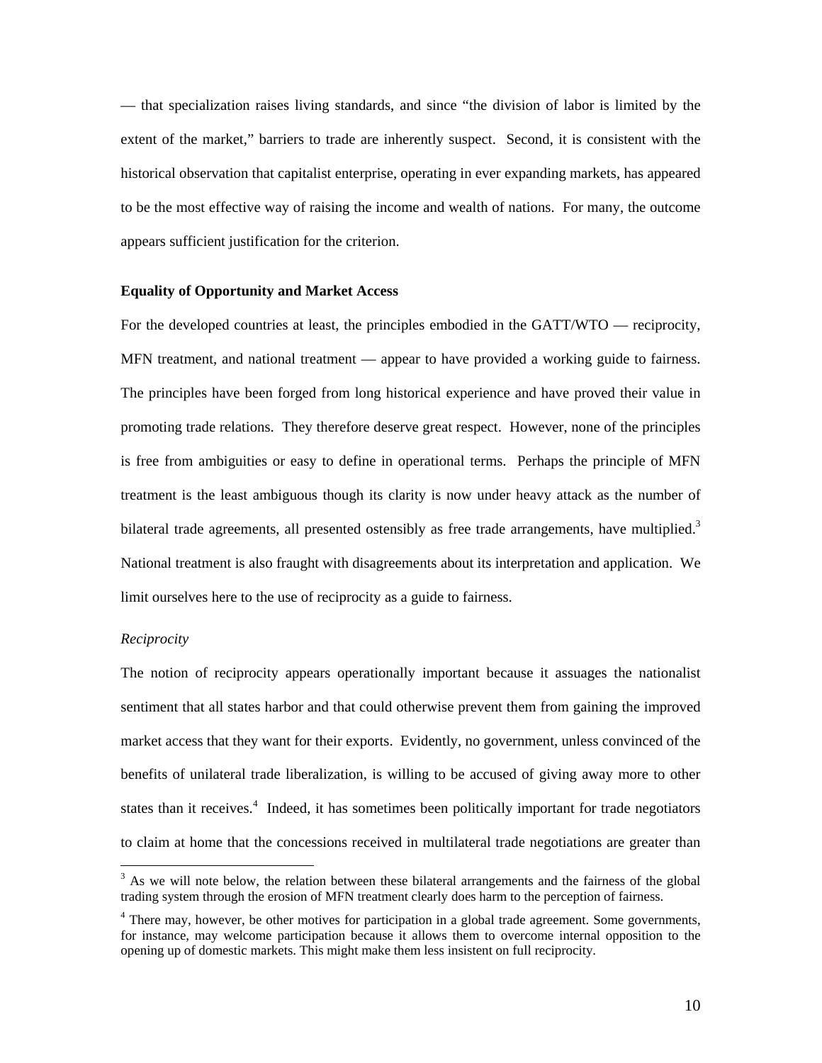— that specialization raises living standards, and since "the division of labor is limited by the extent of the market," barriers to trade are inherently suspect. Second, it is consistent with the historical observation that capitalist enterprise, operating in ever expanding markets, has appeared to be the most effective way of raising the income and wealth of nations. For many, the outcome appears sufficient justification for the criterion.

**Equality of Opportunity and Market Access**

For the developed countries at least, the principles embodied in the GATT/WTO — reciprocity, MFN treatment, and national treatment — appear to have provided a working guide to fairness. The principles have been forged from long historical experience and have proved their value in promoting trade relations. They therefore deserve great respect. However, none of the principles is free from ambiguities or easy to define in operational terms. Perhaps the principle of MFN treatment is the least ambiguous though its clarity is now under heavy attack as the number of bilateral trade agreements, all presented ostensibly as free trade arrangements, have multiplied.[3] National treatment is also fraught with disagreements about its interpretation and application. We limit ourselves here to the use of reciprocity as a guide to fairness.

*Reciprocity*

The notion of reciprocity appears operationally important because it assuages the nationalist sentiment that all states harbor and that could otherwise prevent them from gaining the improved market access that they want for their exports. Evidently, no government, unless convinced of the benefits of unilateral trade liberalization, is willing to be accused of giving away more to other states than it receives.[4] Indeed, it has sometimes been politically important for trade negotiators to claim at home that the concessions received in multilateral trade negotiations are greater than

[3] As we will note below, the relation between these bilateral arrangements and the fairness of the global trading system through the erosion of MFN treatment clearly does harm to the perception of fairness.

[4] There may, however, be other motives for participation in a global trade agreement. Some governments, for instance, may welcome participation because it allows them to overcome internal opposition to the opening up of domestic markets. This might make them less insistent on full reciprocity.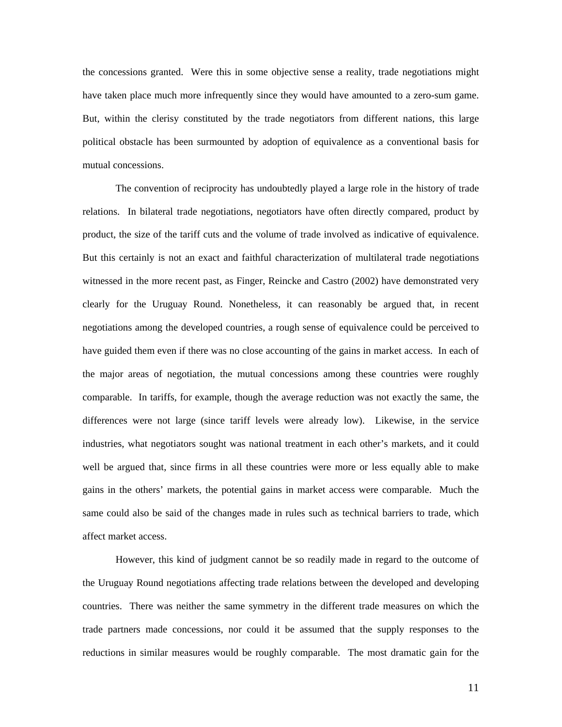the concessions granted. Were this in some objective sense a reality, trade negotiations might have taken place much more infrequently since they would have amounted to a zero-sum game. But, within the clerisy constituted by the trade negotiators from different nations, this large political obstacle has been surmounted by adoption of equivalence as a conventional basis for mutual concessions.

The convention of reciprocity has undoubtedly played a large role in the history of trade relations. In bilateral trade negotiations, negotiators have often directly compared, product by product, the size of the tariff cuts and the volume of trade involved as indicative of equivalence. But this certainly is not an exact and faithful characterization of multilateral trade negotiations witnessed in the more recent past, as Finger, Reincke and Castro (2002) have demonstrated very clearly for the Uruguay Round. Nonetheless, it can reasonably be argued that, in recent negotiations among the developed countries, a rough sense of equivalence could be perceived to have guided them even if there was no close accounting of the gains in market access. In each of the major areas of negotiation, the mutual concessions among these countries were roughly comparable. In tariffs, for example, though the average reduction was not exactly the same, the differences were not large (since tariff levels were already low). Likewise, in the service industries, what negotiators sought was national treatment in each other's markets, and it could well be argued that, since firms in all these countries were more or less equally able to make gains in the others' markets, the potential gains in market access were comparable. Much the same could also be said of the changes made in rules such as technical barriers to trade, which affect market access.

However, this kind of judgment cannot be so readily made in regard to the outcome of the Uruguay Round negotiations affecting trade relations between the developed and developing countries. There was neither the same symmetry in the different trade measures on which the trade partners made concessions, nor could it be assumed that the supply responses to the reductions in similar measures would be roughly comparable. The most dramatic gain for the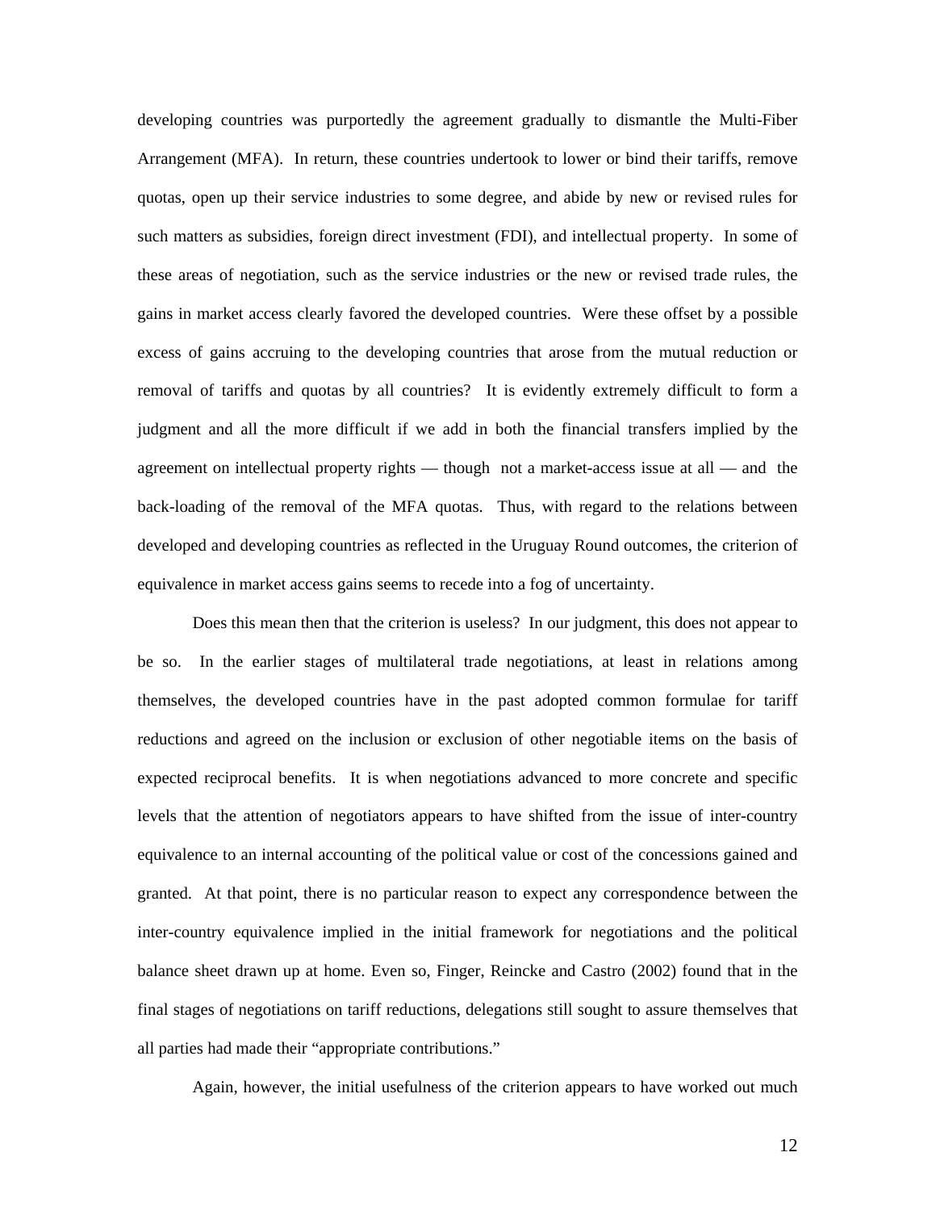developing countries was purportedly the agreement gradually to dismantle the Multi-Fiber Arrangement (MFA). In return, these countries undertook to lower or bind their tariffs, remove quotas, open up their service industries to some degree, and abide by new or revised rules for such matters as subsidies, foreign direct investment (FDI), and intellectual property. In some of these areas of negotiation, such as the service industries or the new or revised trade rules, the gains in market access clearly favored the developed countries. Were these offset by a possible excess of gains accruing to the developing countries that arose from the mutual reduction or removal of tariffs and quotas by all countries? It is evidently extremely difficult to form a judgment and all the more difficult if we add in both the financial transfers implied by the agreement on intellectual property rights — though not a market-access issue at all — and the back-loading of the removal of the MFA quotas. Thus, with regard to the relations between developed and developing countries as reflected in the Uruguay Round outcomes, the criterion of equivalence in market access gains seems to recede into a fog of uncertainty.

Does this mean then that the criterion is useless? In our judgment, this does not appear to be so. In the earlier stages of multilateral trade negotiations, at least in relations among themselves, the developed countries have in the past adopted common formulae for tariff reductions and agreed on the inclusion or exclusion of other negotiable items on the basis of expected reciprocal benefits. It is when negotiations advanced to more concrete and specific levels that the attention of negotiators appears to have shifted from the issue of inter-country equivalence to an internal accounting of the political value or cost of the concessions gained and granted. At that point, there is no particular reason to expect any correspondence between the inter-country equivalence implied in the initial framework for negotiations and the political balance sheet drawn up at home. Even so, Finger, Reincke and Castro (2002) found that in the final stages of negotiations on tariff reductions, delegations still sought to assure themselves that all parties had made their "appropriate contributions."

Again, however, the initial usefulness of the criterion appears to have worked out much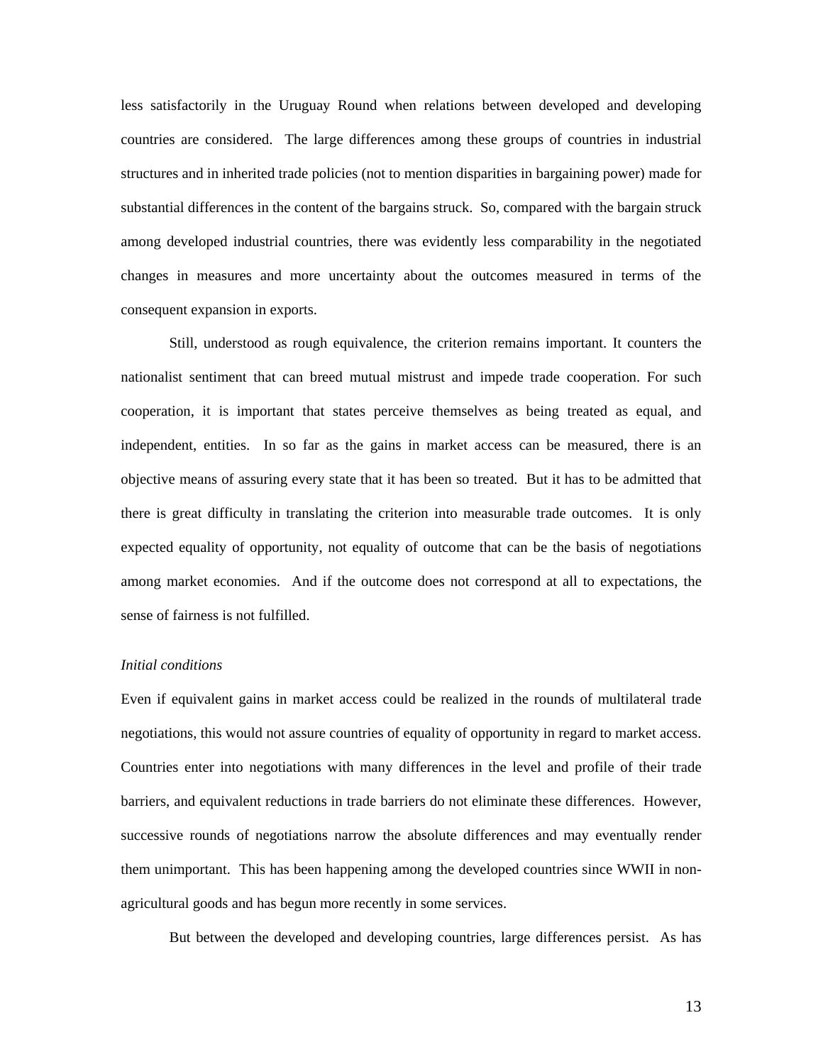less satisfactorily in the Uruguay Round when relations between developed and developing countries are considered. The large differences among these groups of countries in industrial structures and in inherited trade policies (not to mention disparities in bargaining power) made for substantial differences in the content of the bargains struck. So, compared with the bargain struck among developed industrial countries, there was evidently less comparability in the negotiated changes in measures and more uncertainty about the outcomes measured in terms of the consequent expansion in exports.

Still, understood as rough equivalence, the criterion remains important. It counters the nationalist sentiment that can breed mutual mistrust and impede trade cooperation. For such cooperation, it is important that states perceive themselves as being treated as equal, and independent, entities. In so far as the gains in market access can be measured, there is an objective means of assuring every state that it has been so treated. But it has to be admitted that there is great difficulty in translating the criterion into measurable trade outcomes. It is only expected equality of opportunity, not equality of outcome that can be the basis of negotiations among market economies. And if the outcome does not correspond at all to expectations, the sense of fairness is not fulfilled.

*Initial conditions*

Even if equivalent gains in market access could be realized in the rounds of multilateral trade negotiations, this would not assure countries of equality of opportunity in regard to market access. Countries enter into negotiations with many differences in the level and profile of their trade barriers, and equivalent reductions in trade barriers do not eliminate these differences. However, successive rounds of negotiations narrow the absolute differences and may eventually render them unimportant. This has been happening among the developed countries since WWII in non-agricultural goods and has begun more recently in some services.

But between the developed and developing countries, large differences persist. As has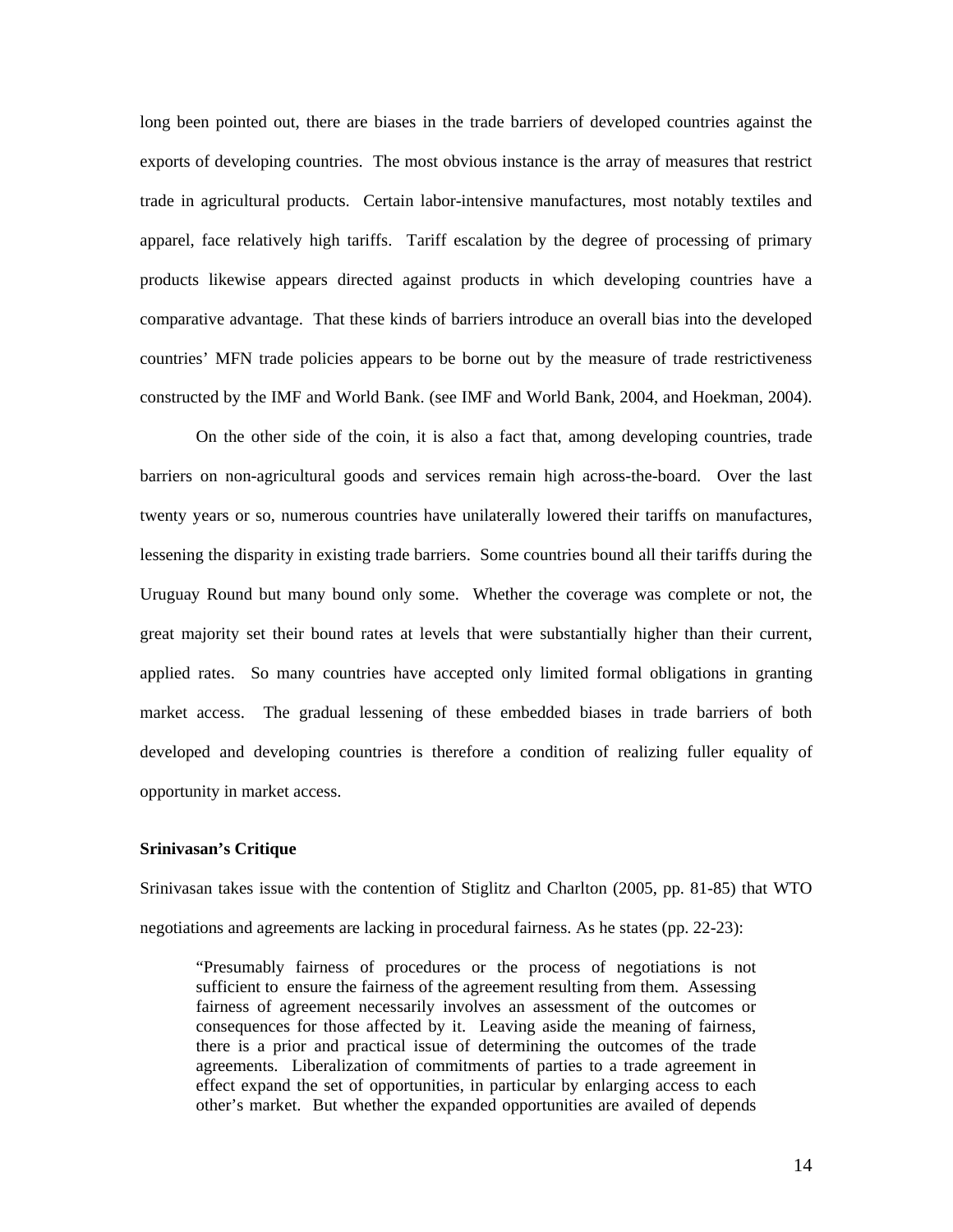long been pointed out, there are biases in the trade barriers of developed countries against the exports of developing countries. The most obvious instance is the array of measures that restrict trade in agricultural products. Certain labor-intensive manufactures, most notably textiles and apparel, face relatively high tariffs. Tariff escalation by the degree of processing of primary products likewise appears directed against products in which developing countries have a comparative advantage. That these kinds of barriers introduce an overall bias into the developed countries' MFN trade policies appears to be borne out by the measure of trade restrictiveness constructed by the IMF and World Bank. (see IMF and World Bank, 2004, and Hoekman, 2004).

On the other side of the coin, it is also a fact that, among developing countries, trade barriers on non-agricultural goods and services remain high across-the-board. Over the last twenty years or so, numerous countries have unilaterally lowered their tariffs on manufactures, lessening the disparity in existing trade barriers. Some countries bound all their tariffs during the Uruguay Round but many bound only some. Whether the coverage was complete or not, the great majority set their bound rates at levels that were substantially higher than their current, applied rates. So many countries have accepted only limited formal obligations in granting market access. The gradual lessening of these embedded biases in trade barriers of both developed and developing countries is therefore a condition of realizing fuller equality of opportunity in market access.

### Srinivasan's Critique

Srinivasan takes issue with the contention of Stiglitz and Charlton (2005, pp. 81-85) that WTO negotiations and agreements are lacking in procedural fairness. As he states (pp. 22-23):

> "Presumably fairness of procedures or the process of negotiations is not sufficient to ensure the fairness of the agreement resulting from them. Assessing fairness of agreement necessarily involves an assessment of the outcomes or consequences for those affected by it. Leaving aside the meaning of fairness, there is a prior and practical issue of determining the outcomes of the trade agreements. Liberalization of commitments of parties to a trade agreement in effect expand the set of opportunities, in particular by enlarging access to each other's market. But whether the expanded opportunities are availed of depends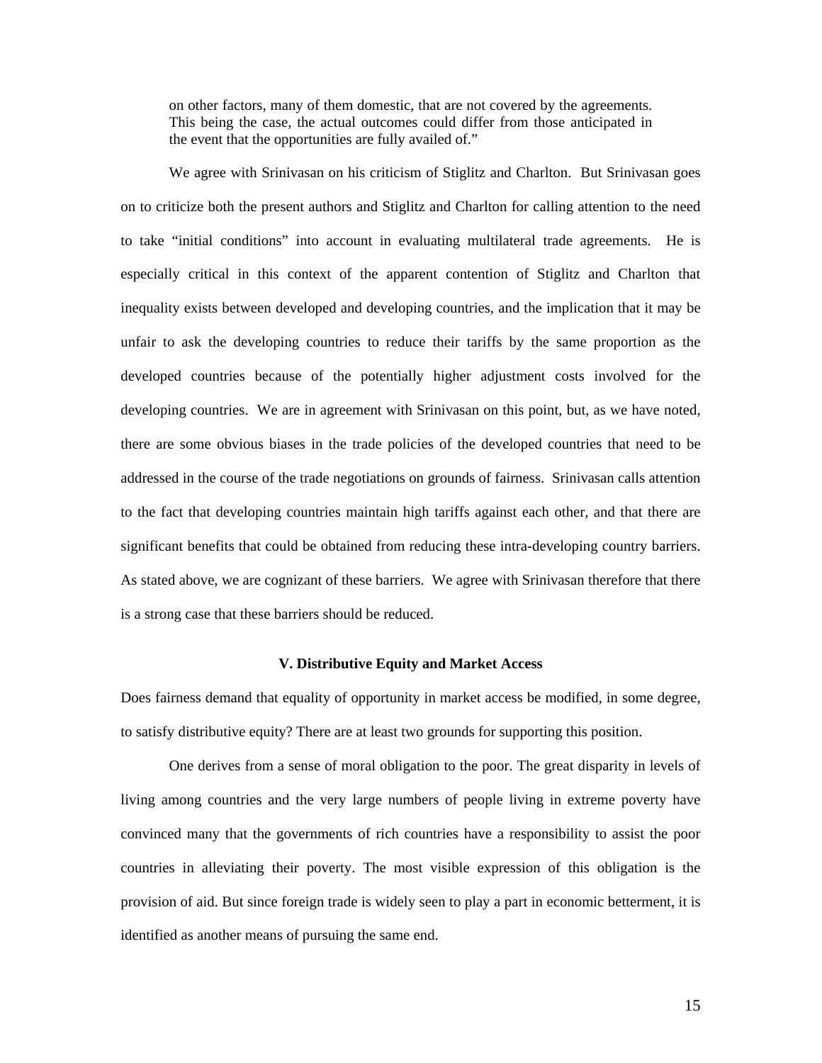> on other factors, many of them domestic, that are not covered by the agreements. This being the case, the actual outcomes could differ from those anticipated in the event that the opportunities are fully availed of."

We agree with Srinivasan on his criticism of Stiglitz and Charlton. But Srinivasan goes on to criticize both the present authors and Stiglitz and Charlton for calling attention to the need to take "initial conditions" into account in evaluating multilateral trade agreements. He is especially critical in this context of the apparent contention of Stiglitz and Charlton that inequality exists between developed and developing countries, and the implication that it may be unfair to ask the developing countries to reduce their tariffs by the same proportion as the developed countries because of the potentially higher adjustment costs involved for the developing countries. We are in agreement with Srinivasan on this point, but, as we have noted, there are some obvious biases in the trade policies of the developed countries that need to be addressed in the course of the trade negotiations on grounds of fairness. Srinivasan calls attention to the fact that developing countries maintain high tariffs against each other, and that there are significant benefits that could be obtained from reducing these intra-developing country barriers. As stated above, we are cognizant of these barriers. We agree with Srinivasan therefore that there is a strong case that these barriers should be reduced.

## V. Distributive Equity and Market Access

Does fairness demand that equality of opportunity in market access be modified, in some degree, to satisfy distributive equity? There are at least two grounds for supporting this position.

One derives from a sense of moral obligation to the poor. The great disparity in levels of living among countries and the very large numbers of people living in extreme poverty have convinced many that the governments of rich countries have a responsibility to assist the poor countries in alleviating their poverty. The most visible expression of this obligation is the provision of aid. But since foreign trade is widely seen to play a part in economic betterment, it is identified as another means of pursuing the same end.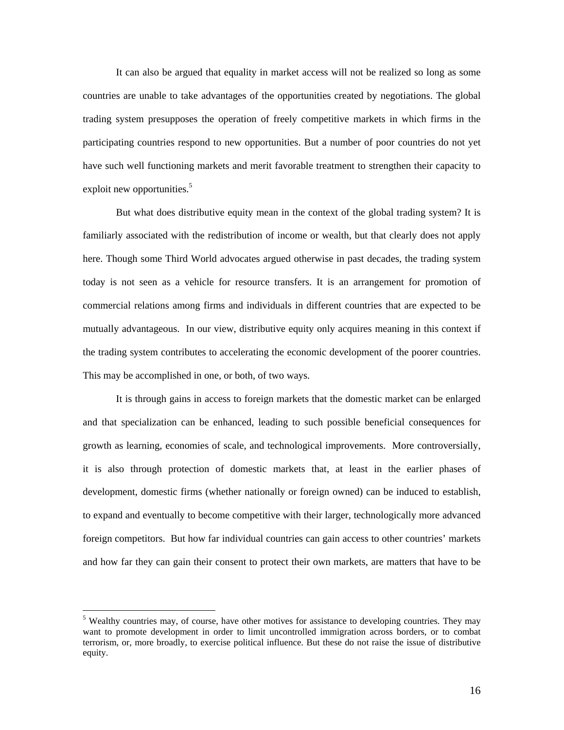It can also be argued that equality in market access will not be realized so long as some countries are unable to take advantages of the opportunities created by negotiations. The global trading system presupposes the operation of freely competitive markets in which firms in the participating countries respond to new opportunities. But a number of poor countries do not yet have such well functioning markets and merit favorable treatment to strengthen their capacity to exploit new opportunities.[5]

But what does distributive equity mean in the context of the global trading system? It is familiarly associated with the redistribution of income or wealth, but that clearly does not apply here. Though some Third World advocates argued otherwise in past decades, the trading system today is not seen as a vehicle for resource transfers. It is an arrangement for promotion of commercial relations among firms and individuals in different countries that are expected to be mutually advantageous. In our view, distributive equity only acquires meaning in this context if the trading system contributes to accelerating the economic development of the poorer countries. This may be accomplished in one, or both, of two ways.

It is through gains in access to foreign markets that the domestic market can be enlarged and that specialization can be enhanced, leading to such possible beneficial consequences for growth as learning, economies of scale, and technological improvements. More controversially, it is also through protection of domestic markets that, at least in the earlier phases of development, domestic firms (whether nationally or foreign owned) can be induced to establish, to expand and eventually to become competitive with their larger, technologically more advanced foreign competitors. But how far individual countries can gain access to other countries' markets and how far they can gain their consent to protect their own markets, are matters that have to be

[5] Wealthy countries may, of course, have other motives for assistance to developing countries. They may want to promote development in order to limit uncontrolled immigration across borders, or to combat terrorism, or, more broadly, to exercise political influence. But these do not raise the issue of distributive equity.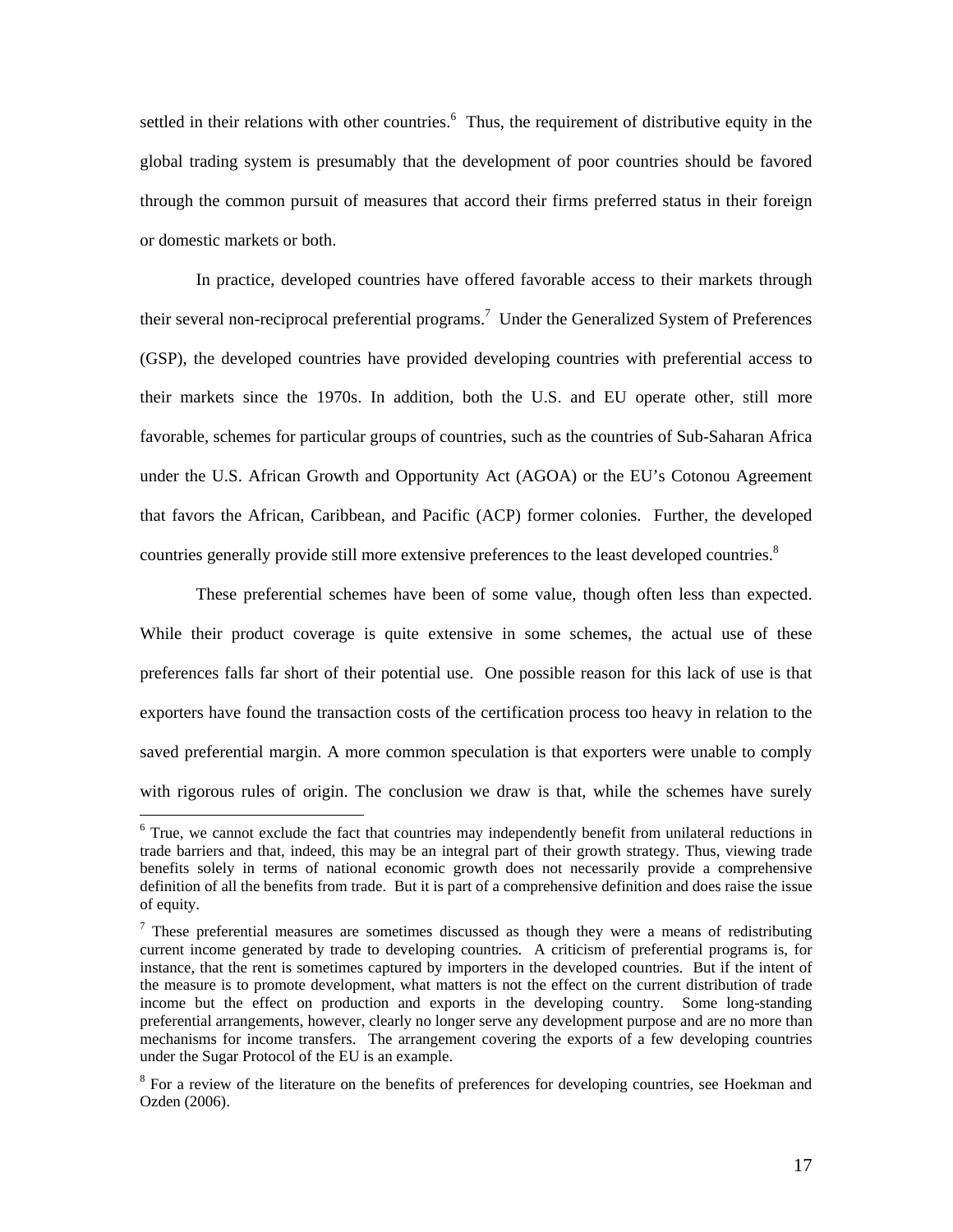settled in their relations with other countries.[6] Thus, the requirement of distributive equity in the global trading system is presumably that the development of poor countries should be favored through the common pursuit of measures that accord their firms preferred status in their foreign or domestic markets or both.

In practice, developed countries have offered favorable access to their markets through their several non-reciprocal preferential programs.[7] Under the Generalized System of Preferences (GSP), the developed countries have provided developing countries with preferential access to their markets since the 1970s. In addition, both the U.S. and EU operate other, still more favorable, schemes for particular groups of countries, such as the countries of Sub-Saharan Africa under the U.S. African Growth and Opportunity Act (AGOA) or the EU's Cotonou Agreement that favors the African, Caribbean, and Pacific (ACP) former colonies. Further, the developed countries generally provide still more extensive preferences to the least developed countries.[8]

These preferential schemes have been of some value, though often less than expected. While their product coverage is quite extensive in some schemes, the actual use of these preferences falls far short of their potential use. One possible reason for this lack of use is that exporters have found the transaction costs of the certification process too heavy in relation to the saved preferential margin. A more common speculation is that exporters were unable to comply with rigorous rules of origin. The conclusion we draw is that, while the schemes have surely

[6] True, we cannot exclude the fact that countries may independently benefit from unilateral reductions in trade barriers and that, indeed, this may be an integral part of their growth strategy. Thus, viewing trade benefits solely in terms of national economic growth does not necessarily provide a comprehensive definition of all the benefits from trade. But it is part of a comprehensive definition and does raise the issue of equity.

[7] These preferential measures are sometimes discussed as though they were a means of redistributing current income generated by trade to developing countries. A criticism of preferential programs is, for instance, that the rent is sometimes captured by importers in the developed countries. But if the intent of the measure is to promote development, what matters is not the effect on the current distribution of trade income but the effect on production and exports in the developing country. Some long-standing preferential arrangements, however, clearly no longer serve any development purpose and are no more than mechanisms for income transfers. The arrangement covering the exports of a few developing countries under the Sugar Protocol of the EU is an example.

[8] For a review of the literature on the benefits of preferences for developing countries, see Hoekman and Ozden (2006).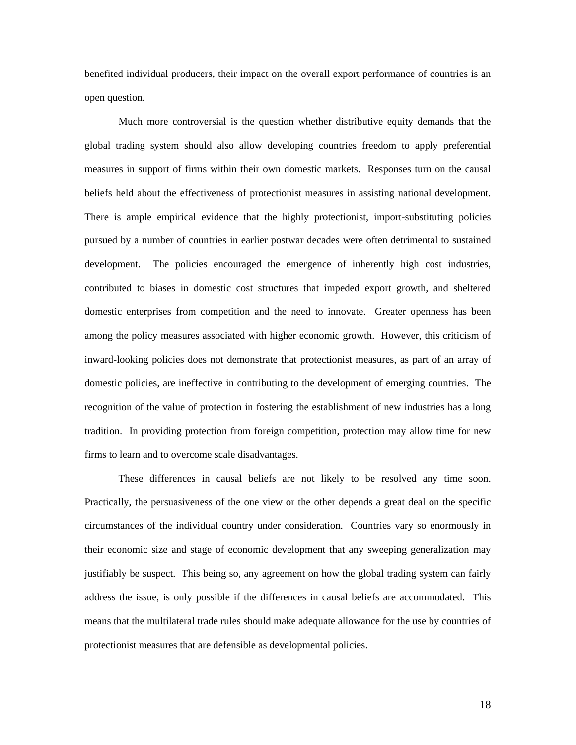benefited individual producers, their impact on the overall export performance of countries is an open question.

Much more controversial is the question whether distributive equity demands that the global trading system should also allow developing countries freedom to apply preferential measures in support of firms within their own domestic markets. Responses turn on the causal beliefs held about the effectiveness of protectionist measures in assisting national development. There is ample empirical evidence that the highly protectionist, import-substituting policies pursued by a number of countries in earlier postwar decades were often detrimental to sustained development. The policies encouraged the emergence of inherently high cost industries, contributed to biases in domestic cost structures that impeded export growth, and sheltered domestic enterprises from competition and the need to innovate. Greater openness has been among the policy measures associated with higher economic growth. However, this criticism of inward-looking policies does not demonstrate that protectionist measures, as part of an array of domestic policies, are ineffective in contributing to the development of emerging countries. The recognition of the value of protection in fostering the establishment of new industries has a long tradition. In providing protection from foreign competition, protection may allow time for new firms to learn and to overcome scale disadvantages.

These differences in causal beliefs are not likely to be resolved any time soon. Practically, the persuasiveness of the one view or the other depends a great deal on the specific circumstances of the individual country under consideration. Countries vary so enormously in their economic size and stage of economic development that any sweeping generalization may justifiably be suspect. This being so, any agreement on how the global trading system can fairly address the issue, is only possible if the differences in causal beliefs are accommodated. This means that the multilateral trade rules should make adequate allowance for the use by countries of protectionist measures that are defensible as developmental policies.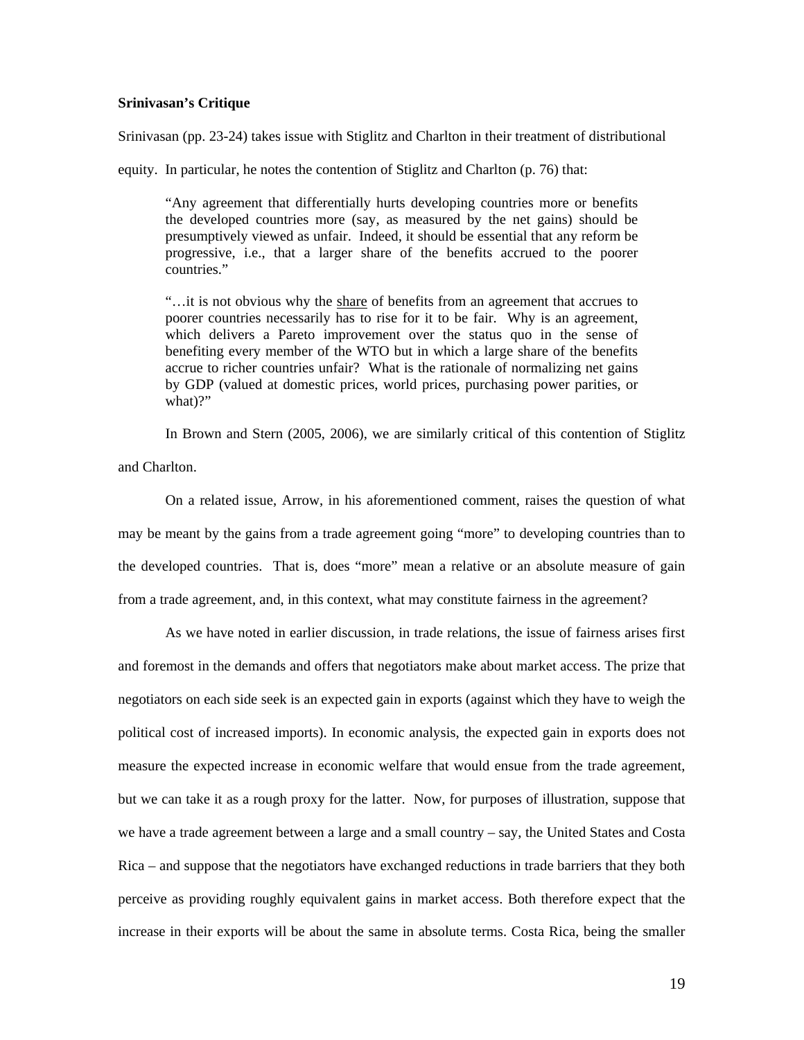**Srinivasan's Critique**

Srinivasan (pp. 23-24) takes issue with Stiglitz and Charlton in their treatment of distributional equity. In particular, he notes the contention of Stiglitz and Charlton (p. 76) that:

> "Any agreement that differentially hurts developing countries more or benefits the developed countries more (say, as measured by the net gains) should be presumptively viewed as unfair. Indeed, it should be essential that any reform be progressive, i.e., that a larger share of the benefits accrued to the poorer countries."
>
> "…it is not obvious why the <u>share</u> of benefits from an agreement that accrues to poorer countries necessarily has to rise for it to be fair. Why is an agreement, which delivers a Pareto improvement over the status quo in the sense of benefiting every member of the WTO but in which a large share of the benefits accrue to richer countries unfair? What is the rationale of normalizing net gains by GDP (valued at domestic prices, world prices, purchasing power parities, or what)?"

In Brown and Stern (2005, 2006), we are similarly critical of this contention of Stiglitz and Charlton.

On a related issue, Arrow, in his aforementioned comment, raises the question of what may be meant by the gains from a trade agreement going "more" to developing countries than to the developed countries. That is, does "more" mean a relative or an absolute measure of gain from a trade agreement, and, in this context, what may constitute fairness in the agreement?

As we have noted in earlier discussion, in trade relations, the issue of fairness arises first and foremost in the demands and offers that negotiators make about market access. The prize that negotiators on each side seek is an expected gain in exports (against which they have to weigh the political cost of increased imports). In economic analysis, the expected gain in exports does not measure the expected increase in economic welfare that would ensue from the trade agreement, but we can take it as a rough proxy for the latter. Now, for purposes of illustration, suppose that we have a trade agreement between a large and a small country – say, the United States and Costa Rica – and suppose that the negotiators have exchanged reductions in trade barriers that they both perceive as providing roughly equivalent gains in market access. Both therefore expect that the increase in their exports will be about the same in absolute terms. Costa Rica, being the smaller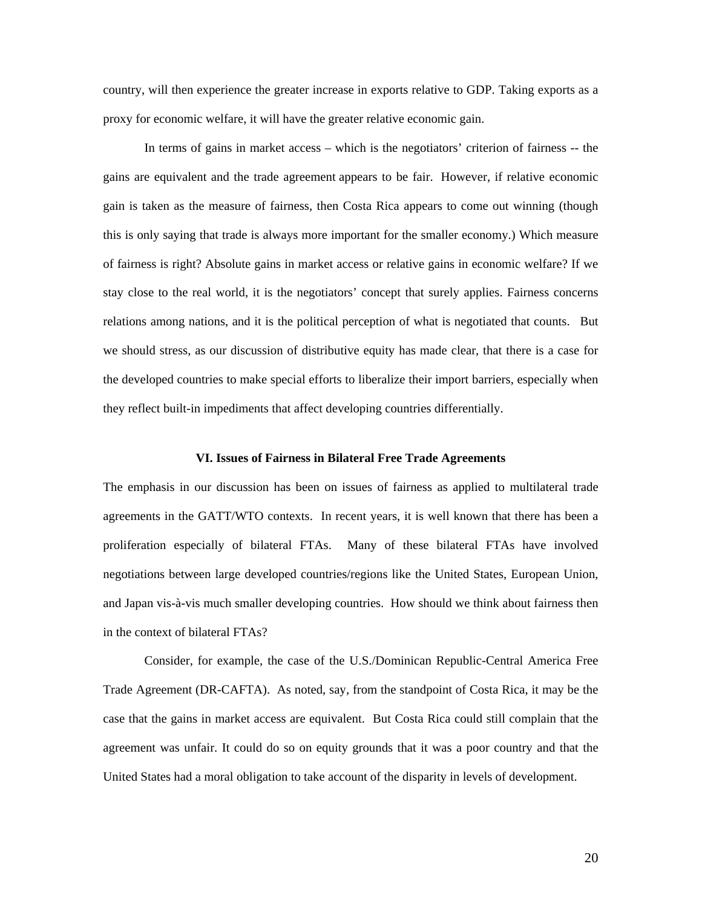country, will then experience the greater increase in exports relative to GDP. Taking exports as a proxy for economic welfare, it will have the greater relative economic gain.

In terms of gains in market access – which is the negotiators' criterion of fairness -- the gains are equivalent and the trade agreement appears to be fair. However, if relative economic gain is taken as the measure of fairness, then Costa Rica appears to come out winning (though this is only saying that trade is always more important for the smaller economy.) Which measure of fairness is right? Absolute gains in market access or relative gains in economic welfare? If we stay close to the real world, it is the negotiators' concept that surely applies. Fairness concerns relations among nations, and it is the political perception of what is negotiated that counts. But we should stress, as our discussion of distributive equity has made clear, that there is a case for the developed countries to make special efforts to liberalize their import barriers, especially when they reflect built-in impediments that affect developing countries differentially.

## VI. Issues of Fairness in Bilateral Free Trade Agreements

The emphasis in our discussion has been on issues of fairness as applied to multilateral trade agreements in the GATT/WTO contexts. In recent years, it is well known that there has been a proliferation especially of bilateral FTAs. Many of these bilateral FTAs have involved negotiations between large developed countries/regions like the United States, European Union, and Japan vis-à-vis much smaller developing countries. How should we think about fairness then in the context of bilateral FTAs?

Consider, for example, the case of the U.S./Dominican Republic-Central America Free Trade Agreement (DR-CAFTA). As noted, say, from the standpoint of Costa Rica, it may be the case that the gains in market access are equivalent. But Costa Rica could still complain that the agreement was unfair. It could do so on equity grounds that it was a poor country and that the United States had a moral obligation to take account of the disparity in levels of development.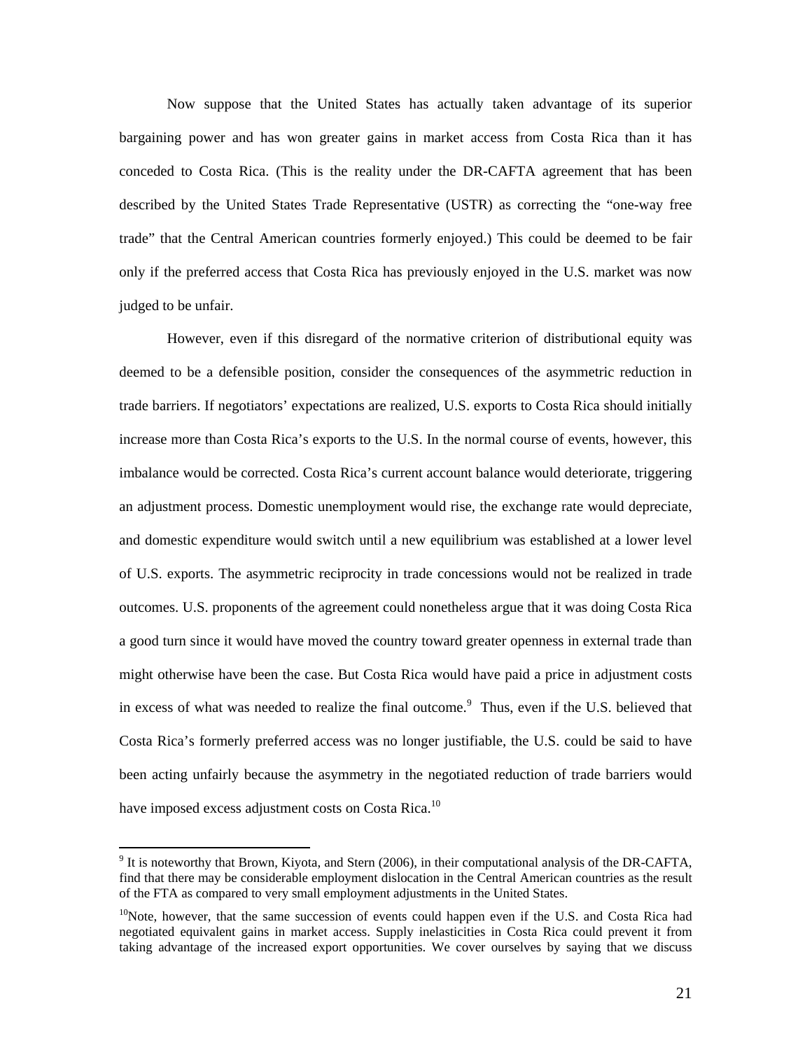Now suppose that the United States has actually taken advantage of its superior bargaining power and has won greater gains in market access from Costa Rica than it has conceded to Costa Rica. (This is the reality under the DR-CAFTA agreement that has been described by the United States Trade Representative (USTR) as correcting the "one-way free trade" that the Central American countries formerly enjoyed.) This could be deemed to be fair only if the preferred access that Costa Rica has previously enjoyed in the U.S. market was now judged to be unfair.

However, even if this disregard of the normative criterion of distributional equity was deemed to be a defensible position, consider the consequences of the asymmetric reduction in trade barriers. If negotiators' expectations are realized, U.S. exports to Costa Rica should initially increase more than Costa Rica's exports to the U.S. In the normal course of events, however, this imbalance would be corrected. Costa Rica's current account balance would deteriorate, triggering an adjustment process. Domestic unemployment would rise, the exchange rate would depreciate, and domestic expenditure would switch until a new equilibrium was established at a lower level of U.S. exports. The asymmetric reciprocity in trade concessions would not be realized in trade outcomes. U.S. proponents of the agreement could nonetheless argue that it was doing Costa Rica a good turn since it would have moved the country toward greater openness in external trade than might otherwise have been the case. But Costa Rica would have paid a price in adjustment costs in excess of what was needed to realize the final outcome.[9] Thus, even if the U.S. believed that Costa Rica's formerly preferred access was no longer justifiable, the U.S. could be said to have been acting unfairly because the asymmetry in the negotiated reduction of trade barriers would have imposed excess adjustment costs on Costa Rica.[10]

---

[9] It is noteworthy that Brown, Kiyota, and Stern (2006), in their computational analysis of the DR-CAFTA, find that there may be considerable employment dislocation in the Central American countries as the result of the FTA as compared to very small employment adjustments in the United States.

[10] Note, however, that the same succession of events could happen even if the U.S. and Costa Rica had negotiated equivalent gains in market access. Supply inelasticities in Costa Rica could prevent it from taking advantage of the increased export opportunities. We cover ourselves by saying that we discuss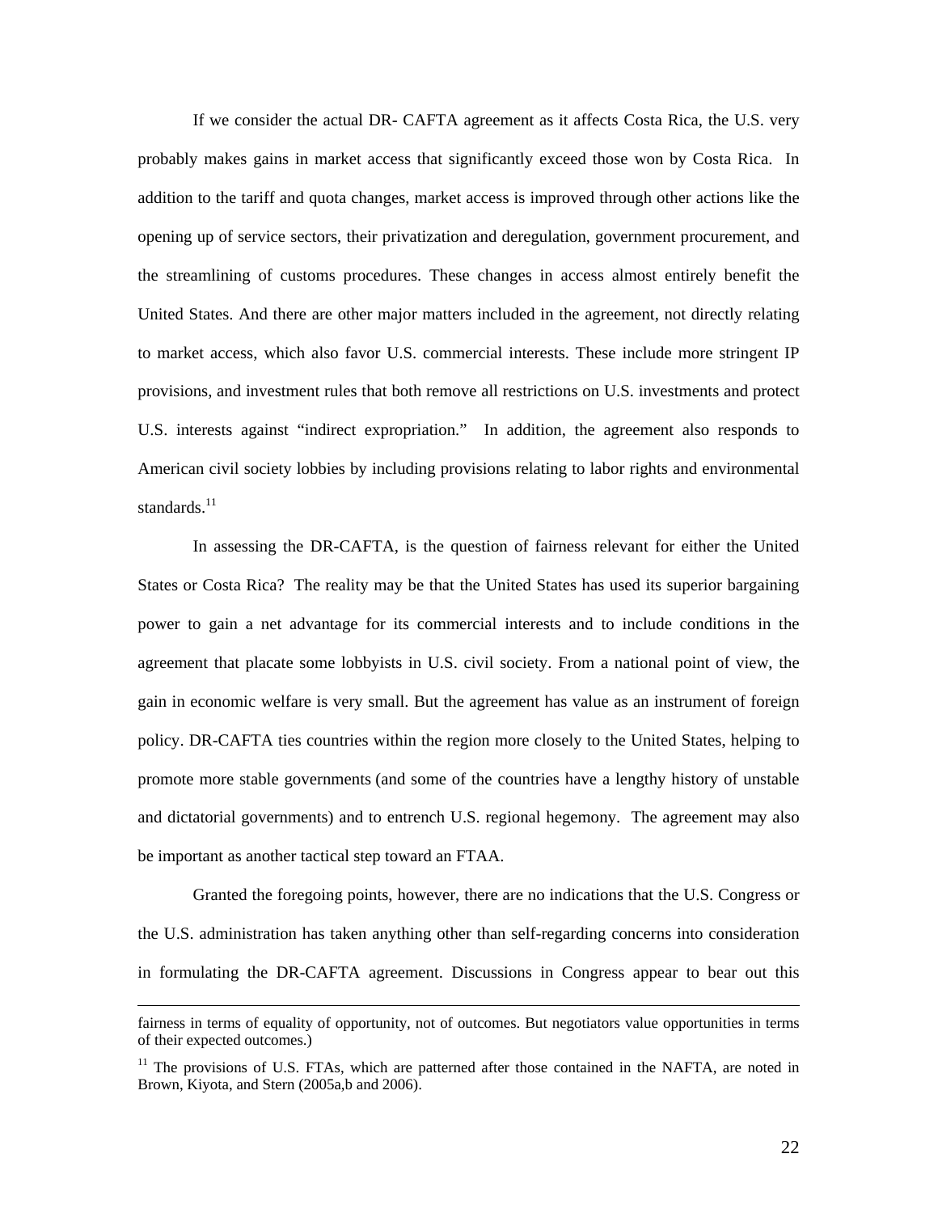If we consider the actual DR- CAFTA agreement as it affects Costa Rica, the U.S. very probably makes gains in market access that significantly exceed those won by Costa Rica. In addition to the tariff and quota changes, market access is improved through other actions like the opening up of service sectors, their privatization and deregulation, government procurement, and the streamlining of customs procedures. These changes in access almost entirely benefit the United States. And there are other major matters included in the agreement, not directly relating to market access, which also favor U.S. commercial interests. These include more stringent IP provisions, and investment rules that both remove all restrictions on U.S. investments and protect U.S. interests against "indirect expropriation." In addition, the agreement also responds to American civil society lobbies by including provisions relating to labor rights and environmental standards.[11]

In assessing the DR-CAFTA, is the question of fairness relevant for either the United States or Costa Rica? The reality may be that the United States has used its superior bargaining power to gain a net advantage for its commercial interests and to include conditions in the agreement that placate some lobbyists in U.S. civil society. From a national point of view, the gain in economic welfare is very small. But the agreement has value as an instrument of foreign policy. DR-CAFTA ties countries within the region more closely to the United States, helping to promote more stable governments (and some of the countries have a lengthy history of unstable and dictatorial governments) and to entrench U.S. regional hegemony. The agreement may also be important as another tactical step toward an FTAA.

Granted the foregoing points, however, there are no indications that the U.S. Congress or the U.S. administration has taken anything other than self-regarding concerns into consideration in formulating the DR-CAFTA agreement. Discussions in Congress appear to bear out this

---

fairness in terms of equality of opportunity, not of outcomes. But negotiators value opportunities in terms of their expected outcomes.)

[11] The provisions of U.S. FTAs, which are patterned after those contained in the NAFTA, are noted in Brown, Kiyota, and Stern (2005a,b and 2006).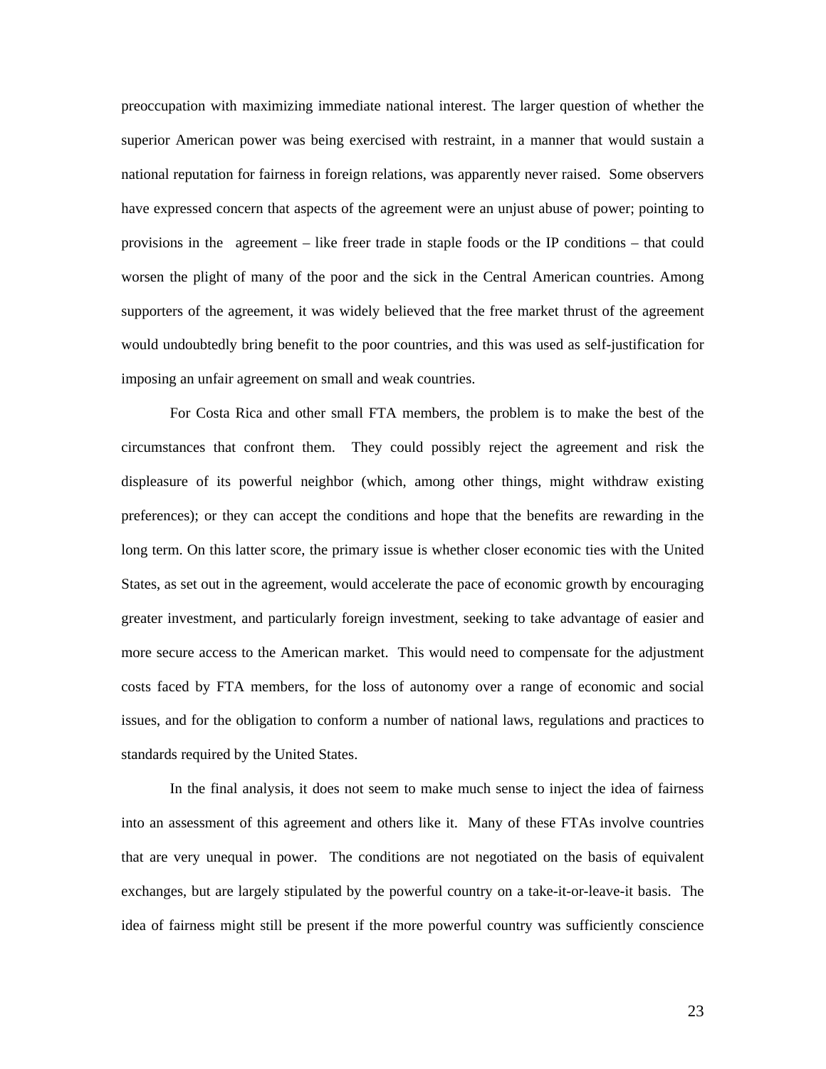preoccupation with maximizing immediate national interest. The larger question of whether the superior American power was being exercised with restraint, in a manner that would sustain a national reputation for fairness in foreign relations, was apparently never raised. Some observers have expressed concern that aspects of the agreement were an unjust abuse of power; pointing to provisions in the agreement – like freer trade in staple foods or the IP conditions – that could worsen the plight of many of the poor and the sick in the Central American countries. Among supporters of the agreement, it was widely believed that the free market thrust of the agreement would undoubtedly bring benefit to the poor countries, and this was used as self-justification for imposing an unfair agreement on small and weak countries.

For Costa Rica and other small FTA members, the problem is to make the best of the circumstances that confront them. They could possibly reject the agreement and risk the displeasure of its powerful neighbor (which, among other things, might withdraw existing preferences); or they can accept the conditions and hope that the benefits are rewarding in the long term. On this latter score, the primary issue is whether closer economic ties with the United States, as set out in the agreement, would accelerate the pace of economic growth by encouraging greater investment, and particularly foreign investment, seeking to take advantage of easier and more secure access to the American market. This would need to compensate for the adjustment costs faced by FTA members, for the loss of autonomy over a range of economic and social issues, and for the obligation to conform a number of national laws, regulations and practices to standards required by the United States.

In the final analysis, it does not seem to make much sense to inject the idea of fairness into an assessment of this agreement and others like it. Many of these FTAs involve countries that are very unequal in power. The conditions are not negotiated on the basis of equivalent exchanges, but are largely stipulated by the powerful country on a take-it-or-leave-it basis. The idea of fairness might still be present if the more powerful country was sufficiently conscience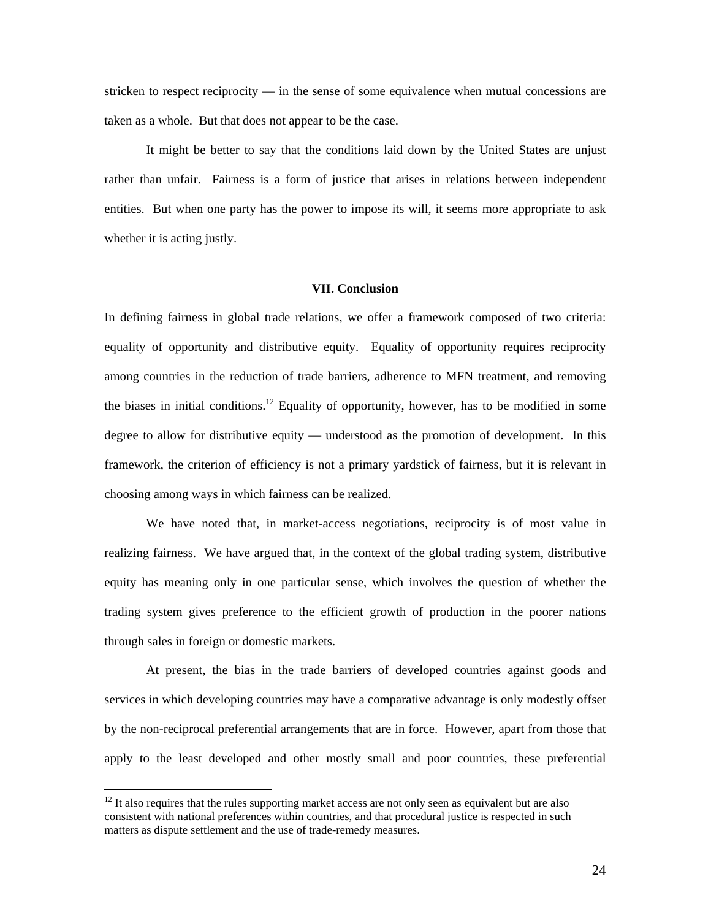stricken to respect reciprocity — in the sense of some equivalence when mutual concessions are taken as a whole. But that does not appear to be the case.

It might be better to say that the conditions laid down by the United States are unjust rather than unfair. Fairness is a form of justice that arises in relations between independent entities. But when one party has the power to impose its will, it seems more appropriate to ask whether it is acting justly.

## VII. Conclusion

In defining fairness in global trade relations, we offer a framework composed of two criteria: equality of opportunity and distributive equity. Equality of opportunity requires reciprocity among countries in the reduction of trade barriers, adherence to MFN treatment, and removing the biases in initial conditions.[12] Equality of opportunity, however, has to be modified in some degree to allow for distributive equity — understood as the promotion of development. In this framework, the criterion of efficiency is not a primary yardstick of fairness, but it is relevant in choosing among ways in which fairness can be realized.

We have noted that, in market-access negotiations, reciprocity is of most value in realizing fairness. We have argued that, in the context of the global trading system, distributive equity has meaning only in one particular sense, which involves the question of whether the trading system gives preference to the efficient growth of production in the poorer nations through sales in foreign or domestic markets.

At present, the bias in the trade barriers of developed countries against goods and services in which developing countries may have a comparative advantage is only modestly offset by the non-reciprocal preferential arrangements that are in force. However, apart from those that apply to the least developed and other mostly small and poor countries, these preferential

[12] It also requires that the rules supporting market access are not only seen as equivalent but are also consistent with national preferences within countries, and that procedural justice is respected in such matters as dispute settlement and the use of trade-remedy measures.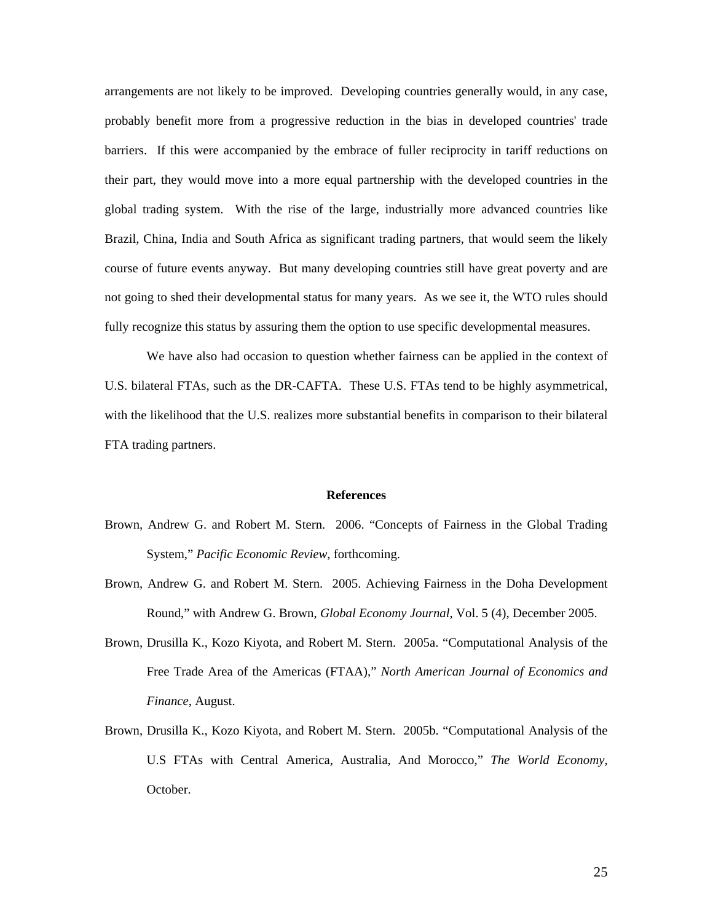arrangements are not likely to be improved. Developing countries generally would, in any case, probably benefit more from a progressive reduction in the bias in developed countries' trade barriers. If this were accompanied by the embrace of fuller reciprocity in tariff reductions on their part, they would move into a more equal partnership with the developed countries in the global trading system. With the rise of the large, industrially more advanced countries like Brazil, China, India and South Africa as significant trading partners, that would seem the likely course of future events anyway. But many developing countries still have great poverty and are not going to shed their developmental status for many years. As we see it, the WTO rules should fully recognize this status by assuring them the option to use specific developmental measures.

We have also had occasion to question whether fairness can be applied in the context of U.S. bilateral FTAs, such as the DR-CAFTA. These U.S. FTAs tend to be highly asymmetrical, with the likelihood that the U.S. realizes more substantial benefits in comparison to their bilateral FTA trading partners.

## References

Brown, Andrew G. and Robert M. Stern. 2006. "Concepts of Fairness in the Global Trading System," *Pacific Economic Review*, forthcoming.

Brown, Andrew G. and Robert M. Stern. 2005. Achieving Fairness in the Doha Development Round," with Andrew G. Brown, *Global Economy Journal*, Vol. 5 (4), December 2005.

Brown, Drusilla K., Kozo Kiyota, and Robert M. Stern. 2005a. "Computational Analysis of the Free Trade Area of the Americas (FTAA)," *North American Journal of Economics and Finance*, August.

Brown, Drusilla K., Kozo Kiyota, and Robert M. Stern. 2005b. "Computational Analysis of the U.S FTAs with Central America, Australia, And Morocco," *The World Economy*, October.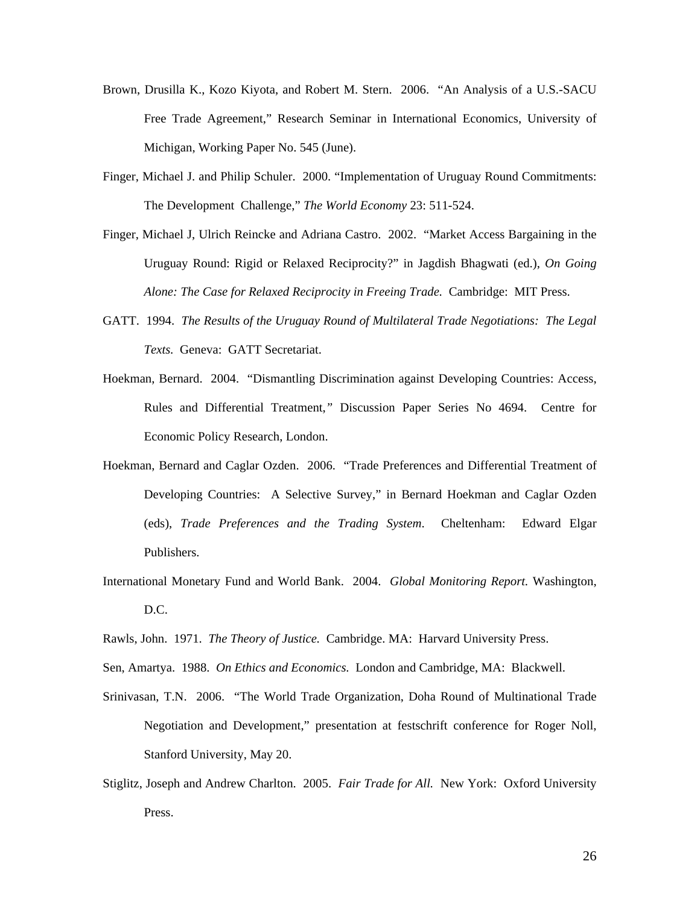Brown, Drusilla K., Kozo Kiyota, and Robert M. Stern. 2006. "An Analysis of a U.S.-SACU Free Trade Agreement," Research Seminar in International Economics, University of Michigan, Working Paper No. 545 (June).

Finger, Michael J. and Philip Schuler. 2000. "Implementation of Uruguay Round Commitments: The Development Challenge," *The World Economy* 23: 511-524.

Finger, Michael J, Ulrich Reincke and Adriana Castro. 2002. "Market Access Bargaining in the Uruguay Round: Rigid or Relaxed Reciprocity?" in Jagdish Bhagwati (ed.), *On Going Alone: The Case for Relaxed Reciprocity in Freeing Trade.* Cambridge: MIT Press.

GATT. 1994. *The Results of the Uruguay Round of Multilateral Trade Negotiations: The Legal Texts.* Geneva: GATT Secretariat.

Hoekman, Bernard. 2004. "Dismantling Discrimination against Developing Countries: Access, Rules and Differential Treatment," Discussion Paper Series No 4694. Centre for Economic Policy Research, London.

Hoekman, Bernard and Caglar Ozden. 2006. "Trade Preferences and Differential Treatment of Developing Countries: A Selective Survey," in Bernard Hoekman and Caglar Ozden (eds), *Trade Preferences and the Trading System*. Cheltenham: Edward Elgar Publishers.

International Monetary Fund and World Bank. 2004. *Global Monitoring Report.* Washington, D.C.

Rawls, John. 1971. *The Theory of Justice.* Cambridge. MA: Harvard University Press.

Sen, Amartya. 1988. *On Ethics and Economics.* London and Cambridge, MA: Blackwell.

Srinivasan, T.N. 2006. "The World Trade Organization, Doha Round of Multinational Trade Negotiation and Development," presentation at festschrift conference for Roger Noll, Stanford University, May 20.

Stiglitz, Joseph and Andrew Charlton. 2005. *Fair Trade for All.* New York: Oxford University Press.